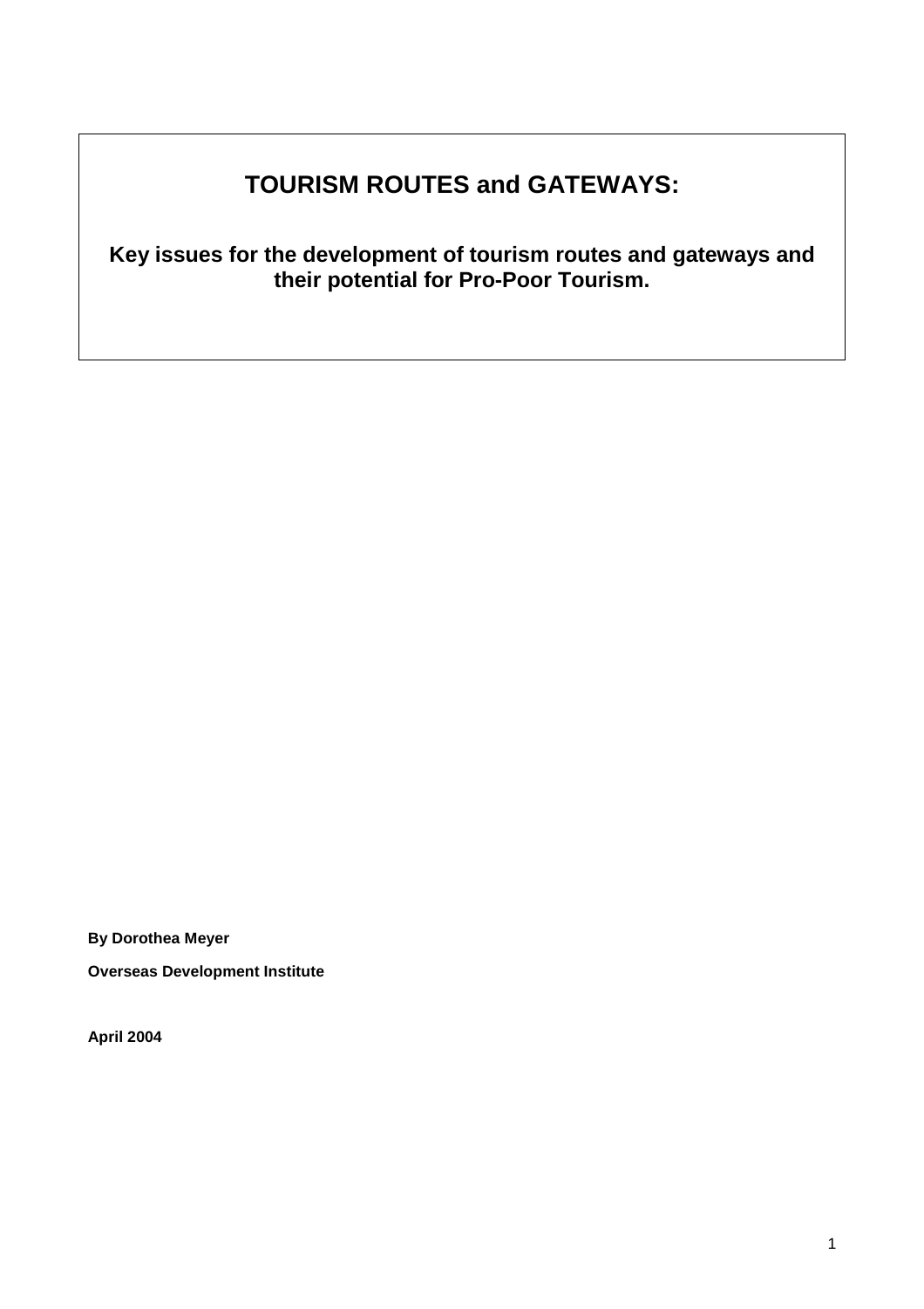# TOURISM ROUTES and GATEWAYS:

## Key issues for the development of tourism routes and gateways and their potential for Pro-Poor Tourism.

**By Dorothea Meyer**

**Overseas Development Institute**

**April 2004**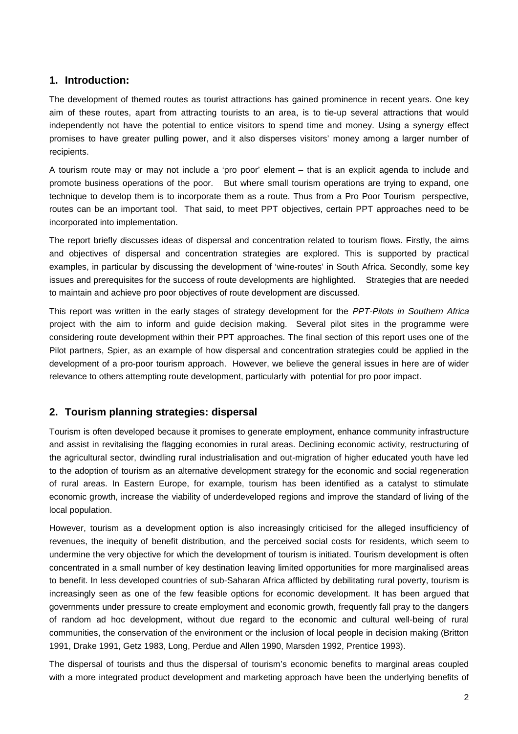## 1. Introduction:

The development of themed routes as tourist attractions has gained prominence in recent years. One key aim of these routes, apart from attracting tourists to an area, is to tie-up several attractions that would independently not have the potential to entice visitors to spend time and money. Using a synergy effect promises to have greater pulling power, and it also disperses visitors' money among a larger number of recipients.

A tourism route may or may not include a 'pro poor' element – that is an explicit agenda to include and promote business operations of the poor. But where small tourism operations are trying to expand, one technique to develop them is to incorporate them as a route. Thus from a Pro Poor Tourism perspective, routes can be an important tool. That said, to meet PPT objectives, certain PPT approaches need to be incorporated into implementation.

The report briefly discusses ideas of dispersal and concentration related to tourism flows. Firstly, the aims and objectives of dispersal and concentration strategies are explored. This is supported by practical examples, in particular by discussing the development of 'wine-routes' in South Africa. Secondly, some key issues and prerequisites for the success of route developments are highlighted. Strategies that are needed to maintain and achieve pro poor objectives of route development are discussed.

This report was written in the early stages of strategy development for the *PPT-Pilots in Southern Africa* project with the aim to inform and guide decision making. Several pilot sites in the programme were considering route development within their PPT approaches. The final section of this report uses one of the Pilot partners, Spier, as an example of how dispersal and concentration strategies could be applied in the development of a pro-poor tourism approach. However, we believe the general issues in here are of wider relevance to others attempting route development, particularly with potential for pro poor impact.

## 2. Tourism planning strategies: dispersal

Tourism is often developed because it promises to generate employment, enhance community infrastructure and assist in revitalising the flagging economies in rural areas. Declining economic activity, restructuring of the agricultural sector, dwindling rural industrialisation and out-migration of higher educated youth have led to the adoption of tourism as an alternative development strategy for the economic and social regeneration of rural areas. In Eastern Europe, for example, tourism has been identified as a catalyst to stimulate economic growth, increase the viability of underdeveloped regions and improve the standard of living of the local population.

However, tourism as a development option is also increasingly criticised for the alleged insufficiency of revenues, the inequity of benefit distribution, and the perceived social costs for residents, which seem to undermine the very objective for which the development of tourism is initiated. Tourism development is often concentrated in a small number of key destination leaving limited opportunities for more marginalised areas to benefit. In less developed countries of sub-Saharan Africa afflicted by debilitating rural poverty, tourism is increasingly seen as one of the few feasible options for economic development. It has been argued that governments under pressure to create employment and economic growth, frequently fall pray to the dangers of random ad hoc development, without due regard to the economic and cultural well-being of rural communities, the conservation of the environment or the inclusion of local people in decision making (Britton 1991, Drake 1991, Getz 1983, Long, Perdue and Allen 1990, Marsden 1992, Prentice 1993).

The dispersal of tourists and thus the dispersal of tourism's economic benefits to marginal areas coupled with a more integrated product development and marketing approach have been the underlying benefits of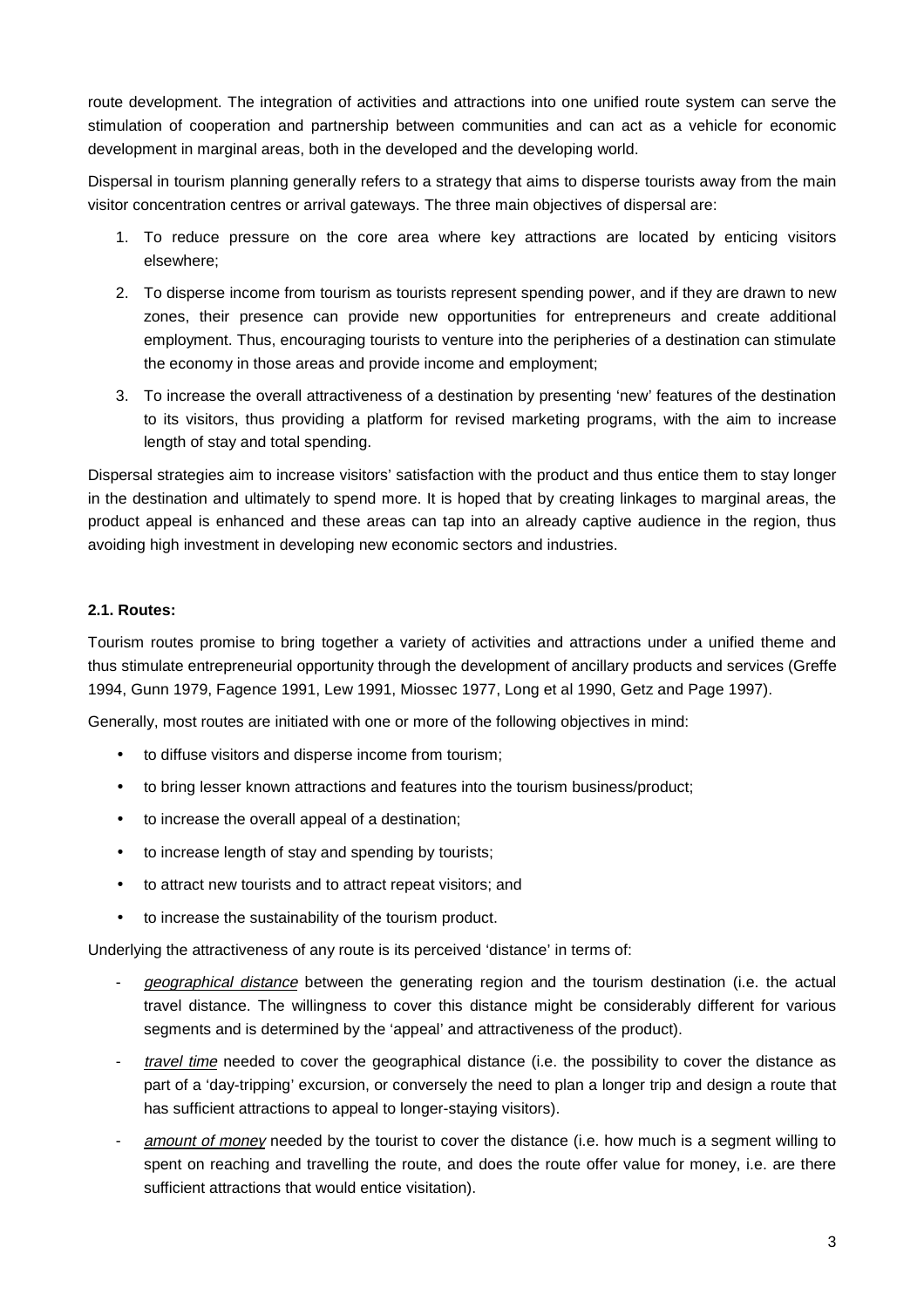route development. The integration of activities and attractions into one unified route system can serve the stimulation of cooperation and partnership between communities and can act as a vehicle for economic development in marginal areas, both in the developed and the developing world.

Dispersal in tourism planning generally refers to a strategy that aims to disperse tourists away from the main visitor concentration centres or arrival gateways. The three main objectives of dispersal are:

1. To reduce pressure on the core area where key attractions are located by enticing visitors elsewhere;
2. To disperse income from tourism as tourists represent spending power, and if they are drawn to new zones, their presence can provide new opportunities for entrepreneurs and create additional employment. Thus, encouraging tourists to venture into the peripheries of a destination can stimulate the economy in those areas and provide income and employment;
3. To increase the overall attractiveness of a destination by presenting 'new' features of the destination to its visitors, thus providing a platform for revised marketing programs, with the aim to increase length of stay and total spending.

Dispersal strategies aim to increase visitors' satisfaction with the product and thus entice them to stay longer in the destination and ultimately to spend more. It is hoped that by creating linkages to marginal areas, the product appeal is enhanced and these areas can tap into an already captive audience in the region, thus avoiding high investment in developing new economic sectors and industries.

### 2.1. Routes:

Tourism routes promise to bring together a variety of activities and attractions under a unified theme and thus stimulate entrepreneurial opportunity through the development of ancillary products and services (Greffe 1994, Gunn 1979, Fagence 1991, Lew 1991, Miossec 1977, Long et al 1990, Getz and Page 1997).

Generally, most routes are initiated with one or more of the following objectives in mind:

- to diffuse visitors and disperse income from tourism;
- to bring lesser known attractions and features into the tourism business/product;
- to increase the overall appeal of a destination;
- to increase length of stay and spending by tourists;
- to attract new tourists and to attract repeat visitors; and
- to increase the sustainability of the tourism product.

Underlying the attractiveness of any route is its perceived 'distance' in terms of:

- *geographical distance* between the generating region and the tourism destination (i.e. the actual travel distance. The willingness to cover this distance might be considerably different for various segments and is determined by the 'appeal' and attractiveness of the product).
- *travel time* needed to cover the geographical distance (i.e. the possibility to cover the distance as part of a 'day-tripping' excursion, or conversely the need to plan a longer trip and design a route that has sufficient attractions to appeal to longer-staying visitors).
- *amount of money* needed by the tourist to cover the distance (i.e. how much is a segment willing to spent on reaching and travelling the route, and does the route offer value for money, i.e. are there sufficient attractions that would entice visitation).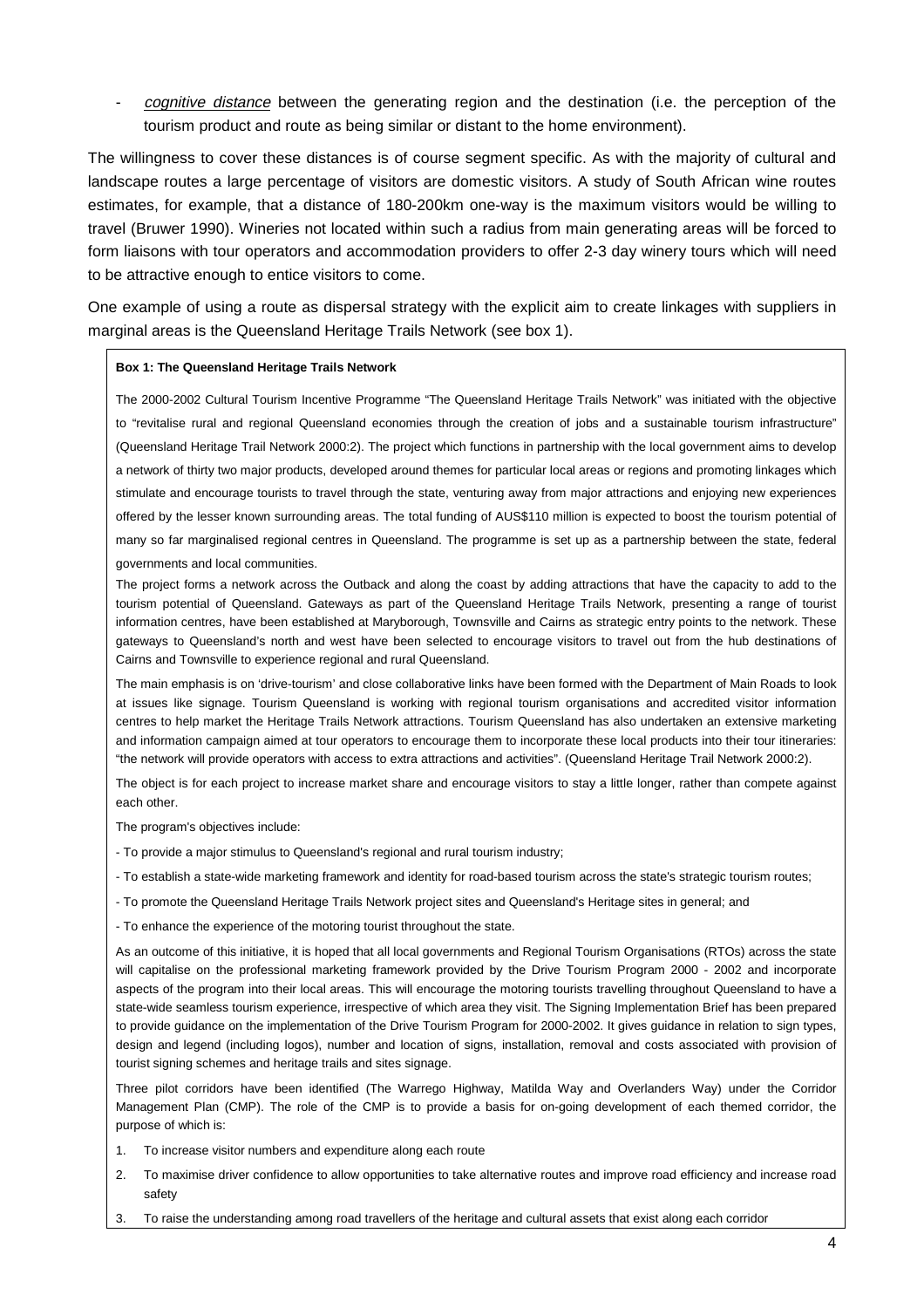- *cognitive distance* between the generating region and the destination (i.e. the perception of the tourism product and route as being similar or distant to the home environment).

The willingness to cover these distances is of course segment specific. As with the majority of cultural and landscape routes a large percentage of visitors are domestic visitors. A study of South African wine routes estimates, for example, that a distance of 180-200km one-way is the maximum visitors would be willing to travel (Bruwer 1990). Wineries not located within such a radius from main generating areas will be forced to form liaisons with tour operators and accommodation providers to offer 2-3 day winery tours which will need to be attractive enough to entice visitors to come.

One example of using a route as dispersal strategy with the explicit aim to create linkages with suppliers in marginal areas is the Queensland Heritage Trails Network (see box 1).

**Box 1: The Queensland Heritage Trails Network**

The 2000-2002 Cultural Tourism Incentive Programme "The Queensland Heritage Trails Network" was initiated with the objective to "revitalise rural and regional Queensland economies through the creation of jobs and a sustainable tourism infrastructure" (Queensland Heritage Trail Network 2000:2). The project which functions in partnership with the local government aims to develop a network of thirty two major products, developed around themes for particular local areas or regions and promoting linkages which stimulate and encourage tourists to travel through the state, venturing away from major attractions and enjoying new experiences offered by the lesser known surrounding areas. The total funding of AUS$110 million is expected to boost the tourism potential of many so far marginalised regional centres in Queensland. The programme is set up as a partnership between the state, federal governments and local communities.

The project forms a network across the Outback and along the coast by adding attractions that have the capacity to add to the tourism potential of Queensland. Gateways as part of the Queensland Heritage Trails Network, presenting a range of tourist information centres, have been established at Maryborough, Townsville and Cairns as strategic entry points to the network. These gateways to Queensland's north and west have been selected to encourage visitors to travel out from the hub destinations of Cairns and Townsville to experience regional and rural Queensland.

The main emphasis is on 'drive-tourism' and close collaborative links have been formed with the Department of Main Roads to look at issues like signage. Tourism Queensland is working with regional tourism organisations and accredited visitor information centres to help market the Heritage Trails Network attractions. Tourism Queensland has also undertaken an extensive marketing and information campaign aimed at tour operators to encourage them to incorporate these local products into their tour itineraries: "the network will provide operators with access to extra attractions and activities". (Queensland Heritage Trail Network 2000:2).

The object is for each project to increase market share and encourage visitors to stay a little longer, rather than compete against each other.

The program's objectives include:

- To provide a major stimulus to Queensland's regional and rural tourism industry;
- To establish a state-wide marketing framework and identity for road-based tourism across the state's strategic tourism routes;
- To promote the Queensland Heritage Trails Network project sites and Queensland's Heritage sites in general; and
- To enhance the experience of the motoring tourist throughout the state.

As an outcome of this initiative, it is hoped that all local governments and Regional Tourism Organisations (RTOs) across the state will capitalise on the professional marketing framework provided by the Drive Tourism Program 2000 - 2002 and incorporate aspects of the program into their local areas. This will encourage the motoring tourists travelling throughout Queensland to have a state-wide seamless tourism experience, irrespective of which area they visit. The Signing Implementation Brief has been prepared to provide guidance on the implementation of the Drive Tourism Program for 2000-2002. It gives guidance in relation to sign types, design and legend (including logos), number and location of signs, installation, removal and costs associated with provision of tourist signing schemes and heritage trails and sites signage.

Three pilot corridors have been identified (The Warrego Highway, Matilda Way and Overlanders Way) under the Corridor Management Plan (CMP). The role of the CMP is to provide a basis for on-going development of each themed corridor, the purpose of which is:

1. To increase visitor numbers and expenditure along each route
2. To maximise driver confidence to allow opportunities to take alternative routes and improve road efficiency and increase road safety
3. To raise the understanding among road travellers of the heritage and cultural assets that exist along each corridor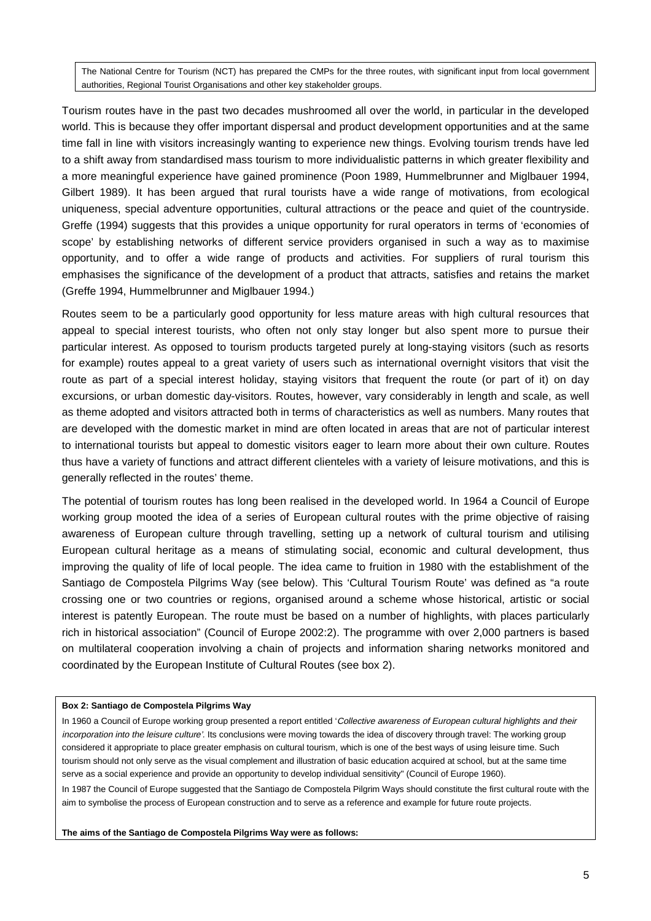The National Centre for Tourism (NCT) has prepared the CMPs for the three routes, with significant input from local government authorities, Regional Tourist Organisations and other key stakeholder groups.

Tourism routes have in the past two decades mushroomed all over the world, in particular in the developed world. This is because they offer important dispersal and product development opportunities and at the same time fall in line with visitors increasingly wanting to experience new things. Evolving tourism trends have led to a shift away from standardised mass tourism to more individualistic patterns in which greater flexibility and a more meaningful experience have gained prominence (Poon 1989, Hummelbrunner and Miglbauer 1994, Gilbert 1989). It has been argued that rural tourists have a wide range of motivations, from ecological uniqueness, special adventure opportunities, cultural attractions or the peace and quiet of the countryside. Greffe (1994) suggests that this provides a unique opportunity for rural operators in terms of 'economies of scope' by establishing networks of different service providers organised in such a way as to maximise opportunity, and to offer a wide range of products and activities. For suppliers of rural tourism this emphasises the significance of the development of a product that attracts, satisfies and retains the market (Greffe 1994, Hummelbrunner and Miglbauer 1994.)

Routes seem to be a particularly good opportunity for less mature areas with high cultural resources that appeal to special interest tourists, who often not only stay longer but also spent more to pursue their particular interest. As opposed to tourism products targeted purely at long-staying visitors (such as resorts for example) routes appeal to a great variety of users such as international overnight visitors that visit the route as part of a special interest holiday, staying visitors that frequent the route (or part of it) on day excursions, or urban domestic day-visitors. Routes, however, vary considerably in length and scale, as well as theme adopted and visitors attracted both in terms of characteristics as well as numbers. Many routes that are developed with the domestic market in mind are often located in areas that are not of particular interest to international tourists but appeal to domestic visitors eager to learn more about their own culture. Routes thus have a variety of functions and attract different clienteles with a variety of leisure motivations, and this is generally reflected in the routes' theme.

The potential of tourism routes has long been realised in the developed world. In 1964 a Council of Europe working group mooted the idea of a series of European cultural routes with the prime objective of raising awareness of European culture through travelling, setting up a network of cultural tourism and utilising European cultural heritage as a means of stimulating social, economic and cultural development, thus improving the quality of life of local people. The idea came to fruition in 1980 with the establishment of the Santiago de Compostela Pilgrims Way (see below). This 'Cultural Tourism Route' was defined as "a route crossing one or two countries or regions, organised around a scheme whose historical, artistic or social interest is patently European. The route must be based on a number of highlights, with places particularly rich in historical association" (Council of Europe 2002:2). The programme with over 2,000 partners is based on multilateral cooperation involving a chain of projects and information sharing networks monitored and coordinated by the European Institute of Cultural Routes (see box 2).

**Box 2: Santiago de Compostela Pilgrims Way**

In 1960 a Council of Europe working group presented a report entitled '*Collective awareness of European cultural highlights and their incorporation into the leisure culture'*. Its conclusions were moving towards the idea of discovery through travel: The working group considered it appropriate to place greater emphasis on cultural tourism, which is one of the best ways of using leisure time. Such tourism should not only serve as the visual complement and illustration of basic education acquired at school, but at the same time serve as a social experience and provide an opportunity to develop individual sensitivity" (Council of Europe 1960).

In 1987 the Council of Europe suggested that the Santiago de Compostela Pilgrim Ways should constitute the first cultural route with the aim to symbolise the process of European construction and to serve as a reference and example for future route projects.

**The aims of the Santiago de Compostela Pilgrims Way were as follows:**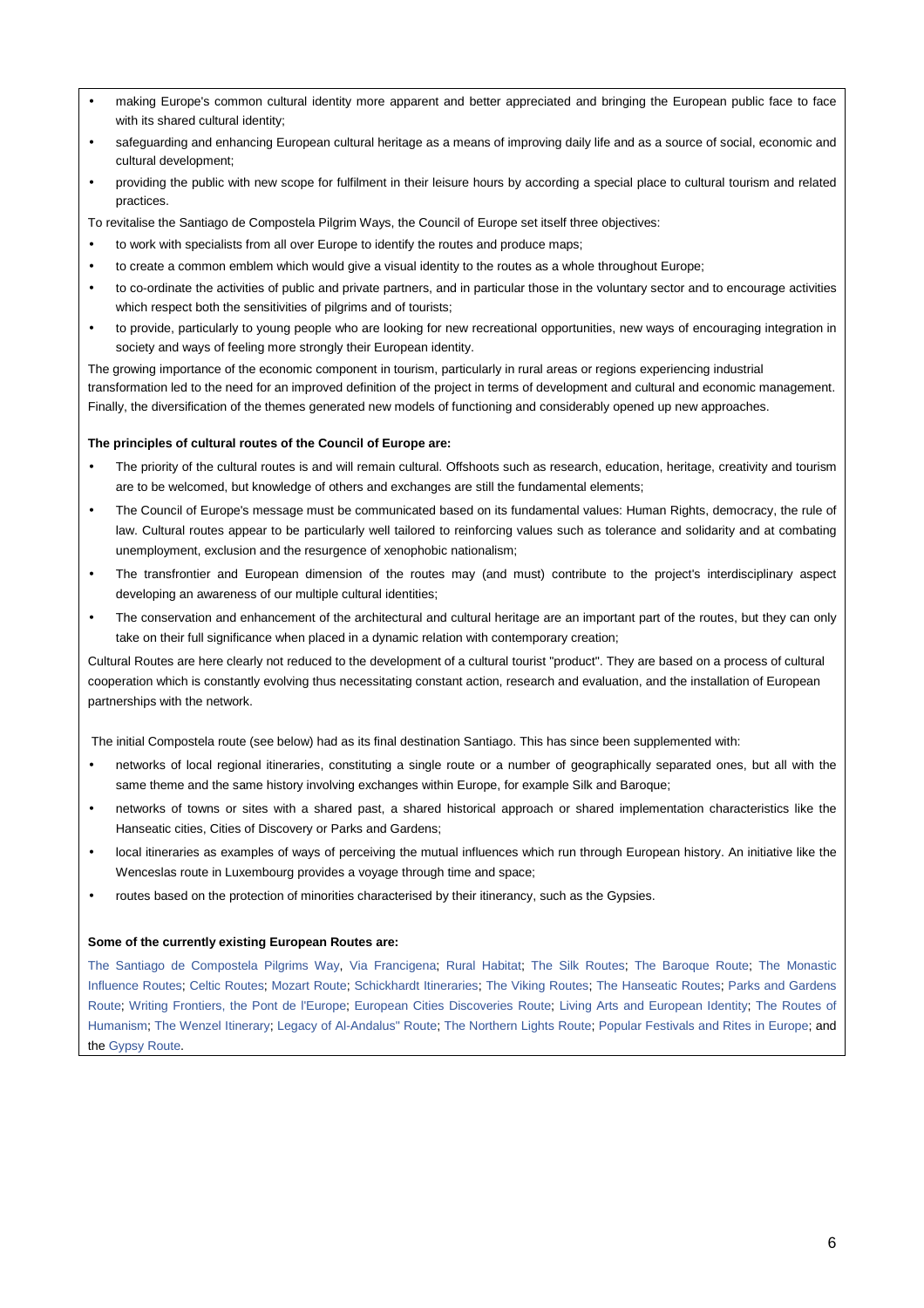- making Europe's common cultural identity more apparent and better appreciated and bringing the European public face to face with its shared cultural identity;
- safeguarding and enhancing European cultural heritage as a means of improving daily life and as a source of social, economic and cultural development;
- providing the public with new scope for fulfilment in their leisure hours by according a special place to cultural tourism and related practices.

To revitalise the Santiago de Compostela Pilgrim Ways, the Council of Europe set itself three objectives:

- to work with specialists from all over Europe to identify the routes and produce maps;
- to create a common emblem which would give a visual identity to the routes as a whole throughout Europe;
- to co-ordinate the activities of public and private partners, and in particular those in the voluntary sector and to encourage activities which respect both the sensitivities of pilgrims and of tourists;
- to provide, particularly to young people who are looking for new recreational opportunities, new ways of encouraging integration in society and ways of feeling more strongly their European identity.

The growing importance of the economic component in tourism, particularly in rural areas or regions experiencing industrial transformation led to the need for an improved definition of the project in terms of development and cultural and economic management. Finally, the diversification of the themes generated new models of functioning and considerably opened up new approaches.

**The principles of cultural routes of the Council of Europe are:**

- The priority of the cultural routes is and will remain cultural. Offshoots such as research, education, heritage, creativity and tourism are to be welcomed, but knowledge of others and exchanges are still the fundamental elements;
- The Council of Europe's message must be communicated based on its fundamental values: Human Rights, democracy, the rule of law. Cultural routes appear to be particularly well tailored to reinforcing values such as tolerance and solidarity and at combating unemployment, exclusion and the resurgence of xenophobic nationalism;
- The transfrontier and European dimension of the routes may (and must) contribute to the project's interdisciplinary aspect developing an awareness of our multiple cultural identities;
- The conservation and enhancement of the architectural and cultural heritage are an important part of the routes, but they can only take on their full significance when placed in a dynamic relation with contemporary creation;

Cultural Routes are here clearly not reduced to the development of a cultural tourist "product". They are based on a process of cultural cooperation which is constantly evolving thus necessitating constant action, research and evaluation, and the installation of European partnerships with the network.

The initial Compostela route (see below) had as its final destination Santiago. This has since been supplemented with:

- networks of local regional itineraries, constituting a single route or a number of geographically separated ones, but all with the same theme and the same history involving exchanges within Europe, for example Silk and Baroque;
- networks of towns or sites with a shared past, a shared historical approach or shared implementation characteristics like the Hanseatic cities, Cities of Discovery or Parks and Gardens;
- local itineraries as examples of ways of perceiving the mutual influences which run through European history. An initiative like the Wenceslas route in Luxembourg provides a voyage through time and space;
- routes based on the protection of minorities characterised by their itinerancy, such as the Gypsies.

**Some of the currently existing European Routes are:**

The Santiago de Compostela Pilgrims Way; Via Francigena; Rural Habitat; The Silk Routes; The Baroque Route; The Monastic Influence Routes; Celtic Routes; Mozart Route; Schickhardt Itineraries; The Viking Routes; The Hanseatic Routes; Parks and Gardens Route; Writing Frontiers, the Pont de l'Europe; European Cities Discoveries Route; Living Arts and European Identity; The Routes of Humanism; The Wenzel Itinerary; Legacy of Al-Andalus" Route; The Northern Lights Route; Popular Festivals and Rites in Europe; and the Gypsy Route.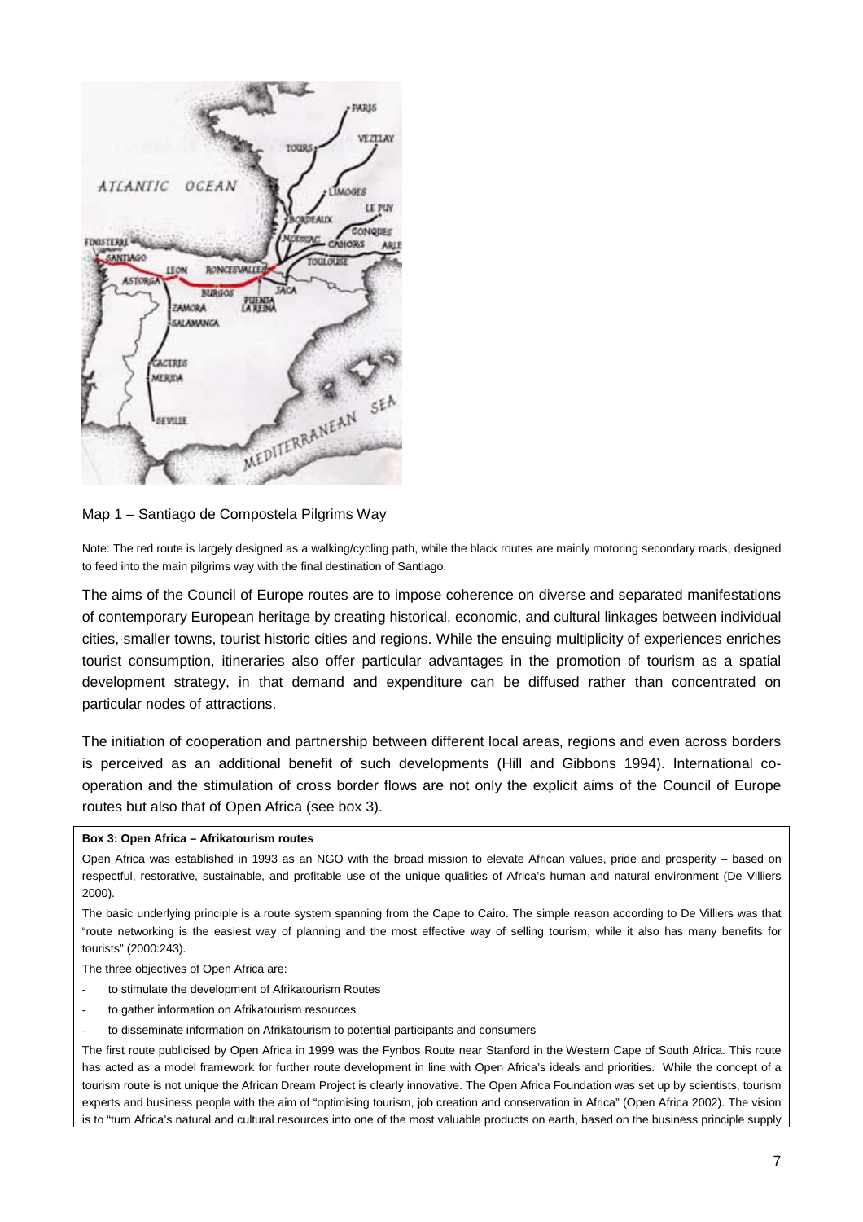Map 1 – Santiago de Compostela Pilgrims Way

Note: The red route is largely designed as a walking/cycling path, while the black routes are mainly motoring secondary roads, designed to feed into the main pilgrims way with the final destination of Santiago.

The aims of the Council of Europe routes are to impose coherence on diverse and separated manifestations of contemporary European heritage by creating historical, economic, and cultural linkages between individual cities, smaller towns, tourist historic cities and regions. While the ensuing multiplicity of experiences enriches tourist consumption, itineraries also offer particular advantages in the promotion of tourism as a spatial development strategy, in that demand and expenditure can be diffused rather than concentrated on particular nodes of attractions.

The initiation of cooperation and partnership between different local areas, regions and even across borders is perceived as an additional benefit of such developments (Hill and Gibbons 1994). International co-operation and the stimulation of cross border flows are not only the explicit aims of the Council of Europe routes but also that of Open Africa (see box 3).

**Box 3: Open Africa – Afrikatourism routes**

Open Africa was established in 1993 as an NGO with the broad mission to elevate African values, pride and prosperity – based on respectful, restorative, sustainable, and profitable use of the unique qualities of Africa's human and natural environment (De Villiers 2000).

The basic underlying principle is a route system spanning from the Cape to Cairo. The simple reason according to De Villiers was that "route networking is the easiest way of planning and the most effective way of selling tourism, while it also has many benefits for tourists" (2000:243).

The three objectives of Open Africa are:

- to stimulate the development of Afrikatourism Routes
- to gather information on Afrikatourism resources
- to disseminate information on Afrikatourism to potential participants and consumers

The first route publicised by Open Africa in 1999 was the Fynbos Route near Stanford in the Western Cape of South Africa. This route has acted as a model framework for further route development in line with Open Africa's ideals and priorities. While the concept of a tourism route is not unique the African Dream Project is clearly innovative. The Open Africa Foundation was set up by scientists, tourism experts and business people with the aim of "optimising tourism, job creation and conservation in Africa" (Open Africa 2002). The vision is to "turn Africa's natural and cultural resources into one of the most valuable products on earth, based on the business principle supply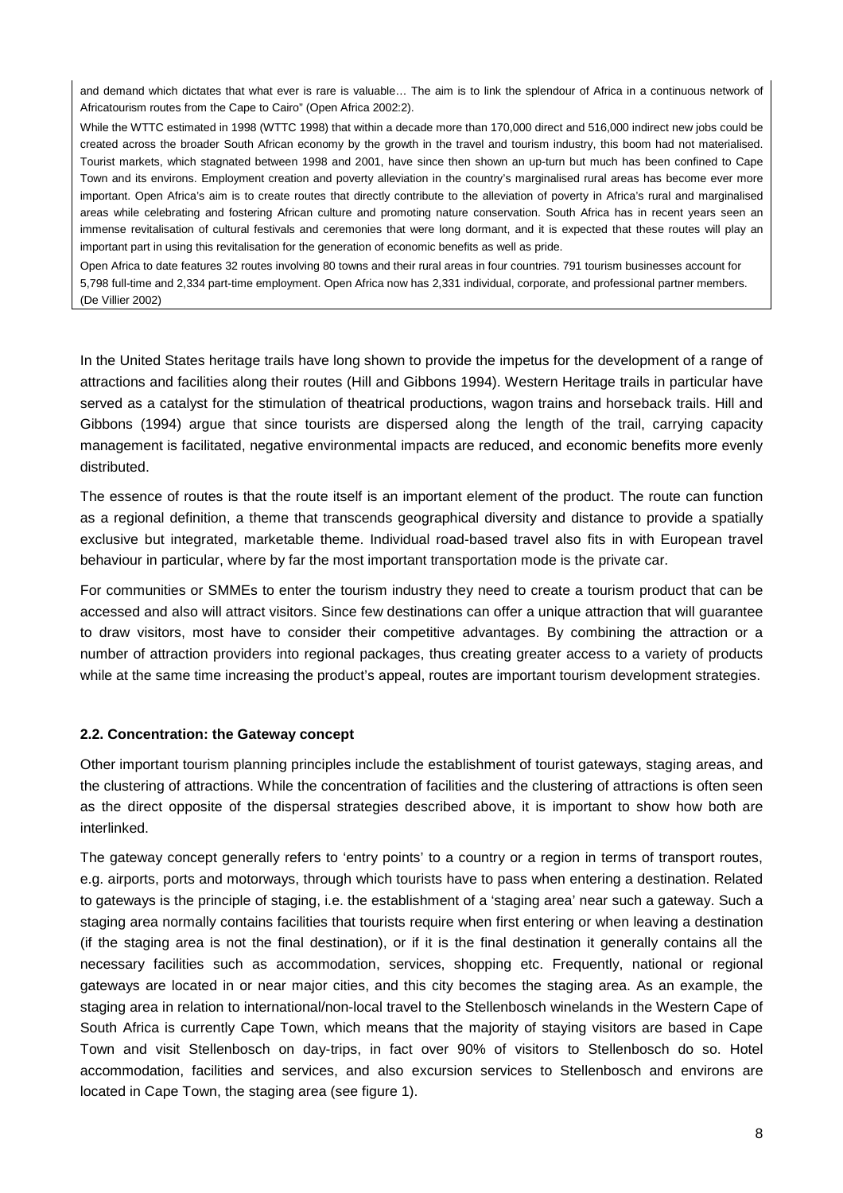and demand which dictates that what ever is rare is valuable… The aim is to link the splendour of Africa in a continuous network of Africatourism routes from the Cape to Cairo" (Open Africa 2002:2).

While the WTTC estimated in 1998 (WTTC 1998) that within a decade more than 170,000 direct and 516,000 indirect new jobs could be created across the broader South African economy by the growth in the travel and tourism industry, this boom had not materialised. Tourist markets, which stagnated between 1998 and 2001, have since then shown an up-turn but much has been confined to Cape Town and its environs. Employment creation and poverty alleviation in the country's marginalised rural areas has become ever more important. Open Africa's aim is to create routes that directly contribute to the alleviation of poverty in Africa's rural and marginalised areas while celebrating and fostering African culture and promoting nature conservation. South Africa has in recent years seen an immense revitalisation of cultural festivals and ceremonies that were long dormant, and it is expected that these routes will play an important part in using this revitalisation for the generation of economic benefits as well as pride.

Open Africa to date features 32 routes involving 80 towns and their rural areas in four countries. 791 tourism businesses account for 5,798 full-time and 2,334 part-time employment. Open Africa now has 2,331 individual, corporate, and professional partner members. (De Villier 2002)

In the United States heritage trails have long shown to provide the impetus for the development of a range of attractions and facilities along their routes (Hill and Gibbons 1994). Western Heritage trails in particular have served as a catalyst for the stimulation of theatrical productions, wagon trains and horseback trails. Hill and Gibbons (1994) argue that since tourists are dispersed along the length of the trail, carrying capacity management is facilitated, negative environmental impacts are reduced, and economic benefits more evenly distributed.

The essence of routes is that the route itself is an important element of the product. The route can function as a regional definition, a theme that transcends geographical diversity and distance to provide a spatially exclusive but integrated, marketable theme. Individual road-based travel also fits in with European travel behaviour in particular, where by far the most important transportation mode is the private car.

For communities or SMMEs to enter the tourism industry they need to create a tourism product that can be accessed and also will attract visitors. Since few destinations can offer a unique attraction that will guarantee to draw visitors, most have to consider their competitive advantages. By combining the attraction or a number of attraction providers into regional packages, thus creating greater access to a variety of products while at the same time increasing the product's appeal, routes are important tourism development strategies.

### 2.2. Concentration: the Gateway concept

Other important tourism planning principles include the establishment of tourist gateways, staging areas, and the clustering of attractions. While the concentration of facilities and the clustering of attractions is often seen as the direct opposite of the dispersal strategies described above, it is important to show how both are interlinked.

The gateway concept generally refers to 'entry points' to a country or a region in terms of transport routes, e.g. airports, ports and motorways, through which tourists have to pass when entering a destination. Related to gateways is the principle of staging, i.e. the establishment of a 'staging area' near such a gateway. Such a staging area normally contains facilities that tourists require when first entering or when leaving a destination (if the staging area is not the final destination), or if it is the final destination it generally contains all the necessary facilities such as accommodation, services, shopping etc. Frequently, national or regional gateways are located in or near major cities, and this city becomes the staging area. As an example, the staging area in relation to international/non-local travel to the Stellenbosch winelands in the Western Cape of South Africa is currently Cape Town, which means that the majority of staying visitors are based in Cape Town and visit Stellenbosch on day-trips, in fact over 90% of visitors to Stellenbosch do so. Hotel accommodation, facilities and services, and also excursion services to Stellenbosch and environs are located in Cape Town, the staging area (see figure 1).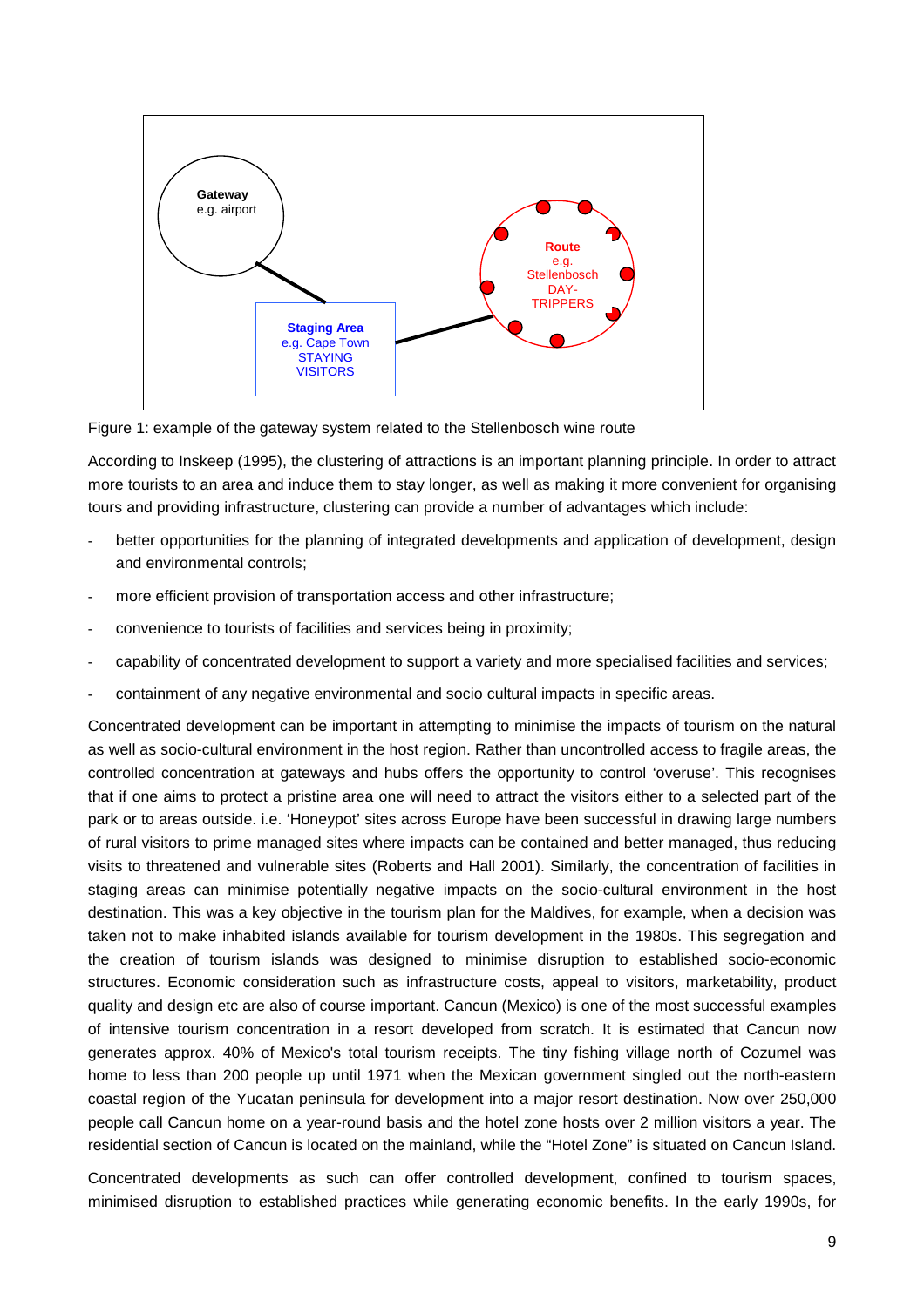Gateway
e.g. airport

Staging Area
e.g. Cape Town
STAYING
VISITORS

Route
e.g.
Stellenbosch
DAY-
TRIPPERS

Figure 1: example of the gateway system related to the Stellenbosch wine route

According to Inskeep (1995), the clustering of attractions is an important planning principle. In order to attract more tourists to an area and induce them to stay longer, as well as making it more convenient for organising tours and providing infrastructure, clustering can provide a number of advantages which include:

- better opportunities for the planning of integrated developments and application of development, design and environmental controls;
- more efficient provision of transportation access and other infrastructure;
- convenience to tourists of facilities and services being in proximity;
- capability of concentrated development to support a variety and more specialised facilities and services;
- containment of any negative environmental and socio cultural impacts in specific areas.

Concentrated development can be important in attempting to minimise the impacts of tourism on the natural as well as socio-cultural environment in the host region. Rather than uncontrolled access to fragile areas, the controlled concentration at gateways and hubs offers the opportunity to control 'overuse'. This recognises that if one aims to protect a pristine area one will need to attract the visitors either to a selected part of the park or to areas outside. i.e. 'Honeypot' sites across Europe have been successful in drawing large numbers of rural visitors to prime managed sites where impacts can be contained and better managed, thus reducing visits to threatened and vulnerable sites (Roberts and Hall 2001). Similarly, the concentration of facilities in staging areas can minimise potentially negative impacts on the socio-cultural environment in the host destination. This was a key objective in the tourism plan for the Maldives, for example, when a decision was taken not to make inhabited islands available for tourism development in the 1980s. This segregation and the creation of tourism islands was designed to minimise disruption to established socio-economic structures. Economic consideration such as infrastructure costs, appeal to visitors, marketability, product quality and design etc are also of course important. Cancun (Mexico) is one of the most successful examples of intensive tourism concentration in a resort developed from scratch. It is estimated that Cancun now generates approx. 40% of Mexico's total tourism receipts. The tiny fishing village north of Cozumel was home to less than 200 people up until 1971 when the Mexican government singled out the north-eastern coastal region of the Yucatan peninsula for development into a major resort destination. Now over 250,000 people call Cancun home on a year-round basis and the hotel zone hosts over 2 million visitors a year. The residential section of Cancun is located on the mainland, while the "Hotel Zone" is situated on Cancun Island.

Concentrated developments as such can offer controlled development, confined to tourism spaces, minimised disruption to established practices while generating economic benefits. In the early 1990s, for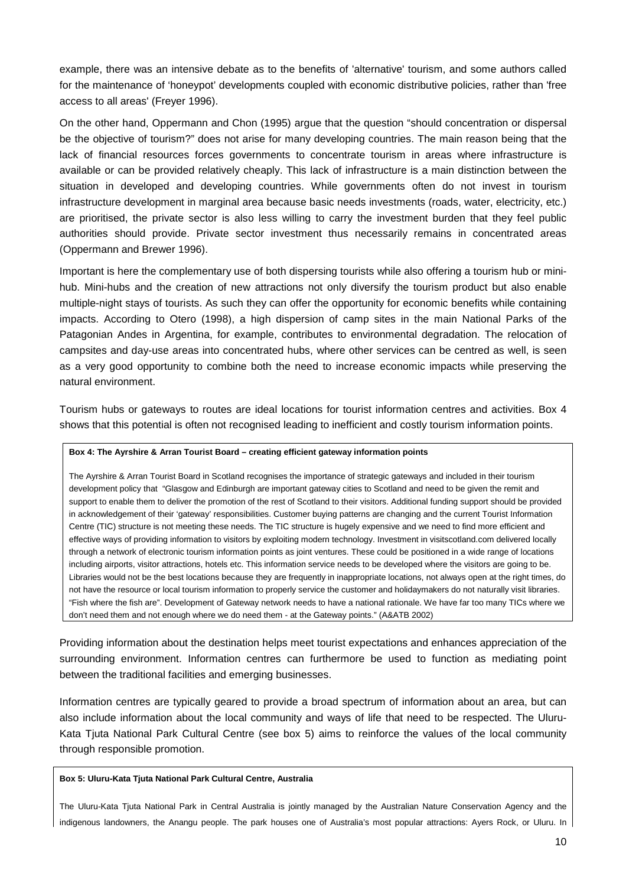example, there was an intensive debate as to the benefits of 'alternative' tourism, and some authors called for the maintenance of 'honeypot' developments coupled with economic distributive policies, rather than 'free access to all areas' (Freyer 1996).

On the other hand, Oppermann and Chon (1995) argue that the question "should concentration or dispersal be the objective of tourism?" does not arise for many developing countries. The main reason being that the lack of financial resources forces governments to concentrate tourism in areas where infrastructure is available or can be provided relatively cheaply. This lack of infrastructure is a main distinction between the situation in developed and developing countries. While governments often do not invest in tourism infrastructure development in marginal area because basic needs investments (roads, water, electricity, etc.) are prioritised, the private sector is also less willing to carry the investment burden that they feel public authorities should provide. Private sector investment thus necessarily remains in concentrated areas (Oppermann and Brewer 1996).

Important is here the complementary use of both dispersing tourists while also offering a tourism hub or mini-hub. Mini-hubs and the creation of new attractions not only diversify the tourism product but also enable multiple-night stays of tourists. As such they can offer the opportunity for economic benefits while containing impacts. According to Otero (1998), a high dispersion of camp sites in the main National Parks of the Patagonian Andes in Argentina, for example, contributes to environmental degradation. The relocation of campsites and day-use areas into concentrated hubs, where other services can be centred as well, is seen as a very good opportunity to combine both the need to increase economic impacts while preserving the natural environment.

Tourism hubs or gateways to routes are ideal locations for tourist information centres and activities. Box 4 shows that this potential is often not recognised leading to inefficient and costly tourism information points.

**Box 4: The Ayrshire & Arran Tourist Board – creating efficient gateway information points**

The Ayrshire & Arran Tourist Board in Scotland recognises the importance of strategic gateways and included in their tourism development policy that "Glasgow and Edinburgh are important gateway cities to Scotland and need to be given the remit and support to enable them to deliver the promotion of the rest of Scotland to their visitors. Additional funding support should be provided in acknowledgement of their 'gateway' responsibilities. Customer buying patterns are changing and the current Tourist Information Centre (TIC) structure is not meeting these needs. The TIC structure is hugely expensive and we need to find more efficient and effective ways of providing information to visitors by exploiting modern technology. Investment in visitscotland.com delivered locally through a network of electronic tourism information points as joint ventures. These could be positioned in a wide range of locations including airports, visitor attractions, hotels etc. This information service needs to be developed where the visitors are going to be. Libraries would not be the best locations because they are frequently in inappropriate locations, not always open at the right times, do not have the resource or local tourism information to properly service the customer and holidaymakers do not naturally visit libraries. "Fish where the fish are". Development of Gateway network needs to have a national rationale. We have far too many TICs where we don't need them and not enough where we do need them - at the Gateway points." (A&ATB 2002)

Providing information about the destination helps meet tourist expectations and enhances appreciation of the surrounding environment. Information centres can furthermore be used to function as mediating point between the traditional facilities and emerging businesses.

Information centres are typically geared to provide a broad spectrum of information about an area, but can also include information about the local community and ways of life that need to be respected. The Uluru-Kata Tjuta National Park Cultural Centre (see box 5) aims to reinforce the values of the local community through responsible promotion.

**Box 5: Uluru-Kata Tjuta National Park Cultural Centre, Australia**

The Uluru-Kata Tjuta National Park in Central Australia is jointly managed by the Australian Nature Conservation Agency and the indigenous landowners, the Anangu people. The park houses one of Australia's most popular attractions: Ayers Rock, or Uluru. In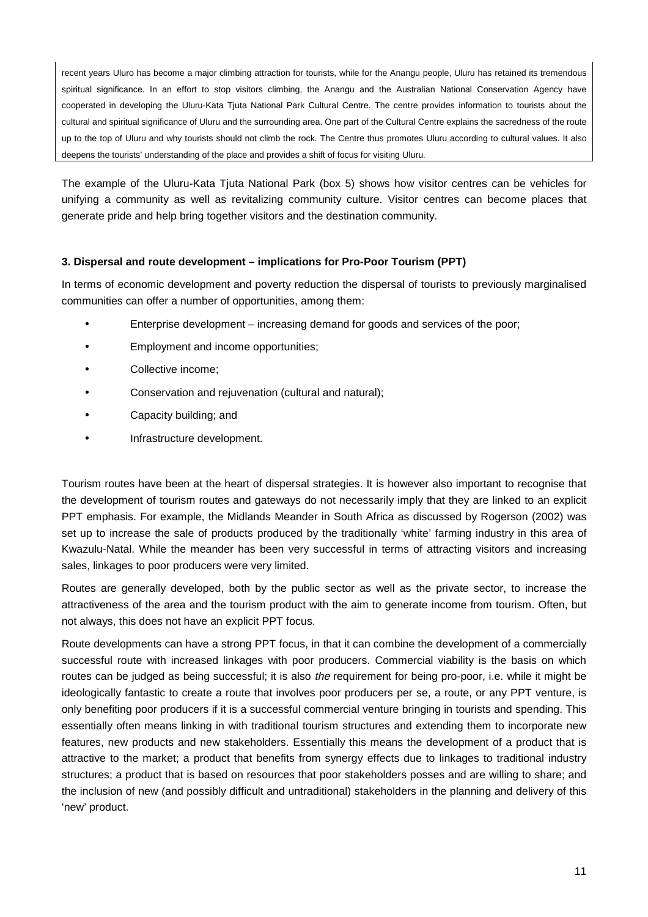recent years Uluro has become a major climbing attraction for tourists, while for the Anangu people, Uluru has retained its tremendous spiritual significance. In an effort to stop visitors climbing, the Anangu and the Australian National Conservation Agency have cooperated in developing the Uluru-Kata Tjuta National Park Cultural Centre. The centre provides information to tourists about the cultural and spiritual significance of Uluru and the surrounding area. One part of the Cultural Centre explains the sacredness of the route up to the top of Uluru and why tourists should not climb the rock. The Centre thus promotes Uluru according to cultural values. It also deepens the tourists' understanding of the place and provides a shift of focus for visiting Uluru.

The example of the Uluru-Kata Tjuta National Park (box 5) shows how visitor centres can be vehicles for unifying a community as well as revitalizing community culture. Visitor centres can become places that generate pride and help bring together visitors and the destination community.

### 3. Dispersal and route development – implications for Pro-Poor Tourism (PPT)

In terms of economic development and poverty reduction the dispersal of tourists to previously marginalised communities can offer a number of opportunities, among them:

- Enterprise development – increasing demand for goods and services of the poor;
- Employment and income opportunities;
- Collective income;
- Conservation and rejuvenation (cultural and natural);
- Capacity building; and
- Infrastructure development.

Tourism routes have been at the heart of dispersal strategies. It is however also important to recognise that the development of tourism routes and gateways do not necessarily imply that they are linked to an explicit PPT emphasis. For example, the Midlands Meander in South Africa as discussed by Rogerson (2002) was set up to increase the sale of products produced by the traditionally 'white' farming industry in this area of Kwazulu-Natal. While the meander has been very successful in terms of attracting visitors and increasing sales, linkages to poor producers were very limited.

Routes are generally developed, both by the public sector as well as the private sector, to increase the attractiveness of the area and the tourism product with the aim to generate income from tourism. Often, but not always, this does not have an explicit PPT focus.

Route developments can have a strong PPT focus, in that it can combine the development of a commercially successful route with increased linkages with poor producers. Commercial viability is the basis on which routes can be judged as being successful; it is also *the* requirement for being pro-poor, i.e. while it might be ideologically fantastic to create a route that involves poor producers per se, a route, or any PPT venture, is only benefiting poor producers if it is a successful commercial venture bringing in tourists and spending. This essentially often means linking in with traditional tourism structures and extending them to incorporate new features, new products and new stakeholders. Essentially this means the development of a product that is attractive to the market; a product that benefits from synergy effects due to linkages to traditional industry structures; a product that is based on resources that poor stakeholders posses and are willing to share; and the inclusion of new (and possibly difficult and untraditional) stakeholders in the planning and delivery of this 'new' product.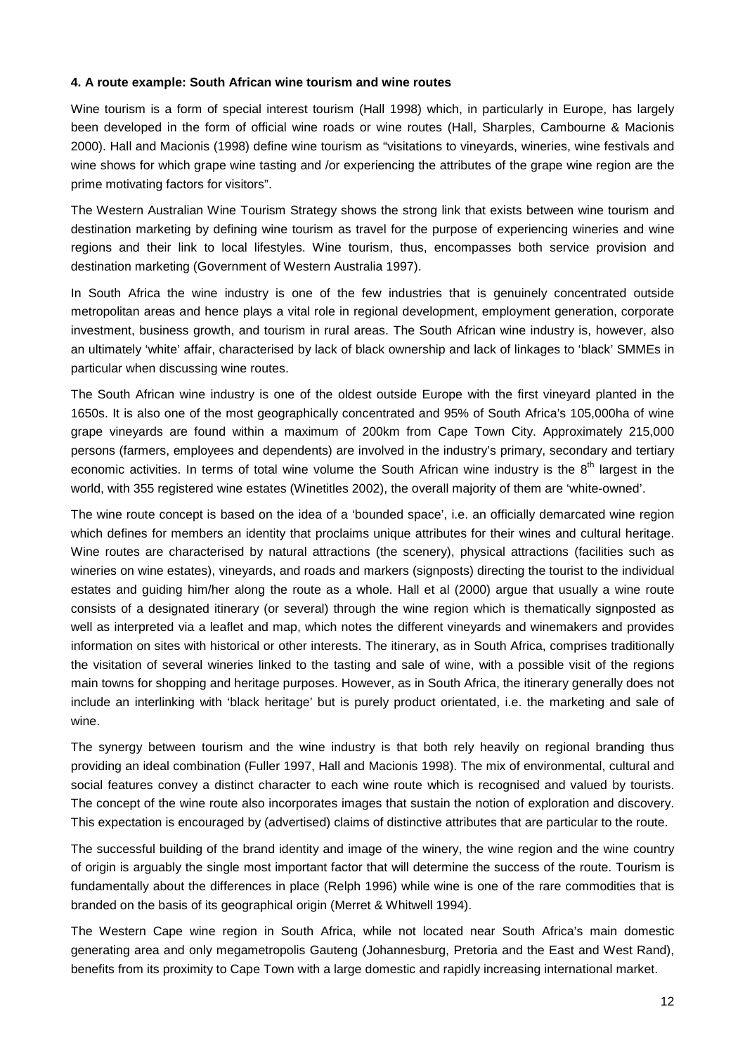**4. A route example: South African wine tourism and wine routes**

Wine tourism is a form of special interest tourism (Hall 1998) which, in particularly in Europe, has largely been developed in the form of official wine roads or wine routes (Hall, Sharples, Cambourne & Macionis 2000). Hall and Macionis (1998) define wine tourism as "visitations to vineyards, wineries, wine festivals and wine shows for which grape wine tasting and /or experiencing the attributes of the grape wine region are the prime motivating factors for visitors".

The Western Australian Wine Tourism Strategy shows the strong link that exists between wine tourism and destination marketing by defining wine tourism as travel for the purpose of experiencing wineries and wine regions and their link to local lifestyles. Wine tourism, thus, encompasses both service provision and destination marketing (Government of Western Australia 1997).

In South Africa the wine industry is one of the few industries that is genuinely concentrated outside metropolitan areas and hence plays a vital role in regional development, employment generation, corporate investment, business growth, and tourism in rural areas. The South African wine industry is, however, also an ultimately 'white' affair, characterised by lack of black ownership and lack of linkages to 'black' SMMEs in particular when discussing wine routes.

The South African wine industry is one of the oldest outside Europe with the first vineyard planted in the 1650s. It is also one of the most geographically concentrated and 95% of South Africa's 105,000ha of wine grape vineyards are found within a maximum of 200km from Cape Town City. Approximately 215,000 persons (farmers, employees and dependents) are involved in the industry's primary, secondary and tertiary economic activities. In terms of total wine volume the South African wine industry is the 8th largest in the world, with 355 registered wine estates (Winetitles 2002), the overall majority of them are 'white-owned'.

The wine route concept is based on the idea of a 'bounded space', i.e. an officially demarcated wine region which defines for members an identity that proclaims unique attributes for their wines and cultural heritage. Wine routes are characterised by natural attractions (the scenery), physical attractions (facilities such as wineries on wine estates), vineyards, and roads and markers (signposts) directing the tourist to the individual estates and guiding him/her along the route as a whole. Hall et al (2000) argue that usually a wine route consists of a designated itinerary (or several) through the wine region which is thematically signposted as well as interpreted via a leaflet and map, which notes the different vineyards and winemakers and provides information on sites with historical or other interests. The itinerary, as in South Africa, comprises traditionally the visitation of several wineries linked to the tasting and sale of wine, with a possible visit of the regions main towns for shopping and heritage purposes. However, as in South Africa, the itinerary generally does not include an interlinking with 'black heritage' but is purely product orientated, i.e. the marketing and sale of wine.

The synergy between tourism and the wine industry is that both rely heavily on regional branding thus providing an ideal combination (Fuller 1997, Hall and Macionis 1998). The mix of environmental, cultural and social features convey a distinct character to each wine route which is recognised and valued by tourists. The concept of the wine route also incorporates images that sustain the notion of exploration and discovery. This expectation is encouraged by (advertised) claims of distinctive attributes that are particular to the route.

The successful building of the brand identity and image of the winery, the wine region and the wine country of origin is arguably the single most important factor that will determine the success of the route. Tourism is fundamentally about the differences in place (Relph 1996) while wine is one of the rare commodities that is branded on the basis of its geographical origin (Merret & Whitwell 1994).

The Western Cape wine region in South Africa, while not located near South Africa's main domestic generating area and only megametropolis Gauteng (Johannesburg, Pretoria and the East and West Rand), benefits from its proximity to Cape Town with a large domestic and rapidly increasing international market.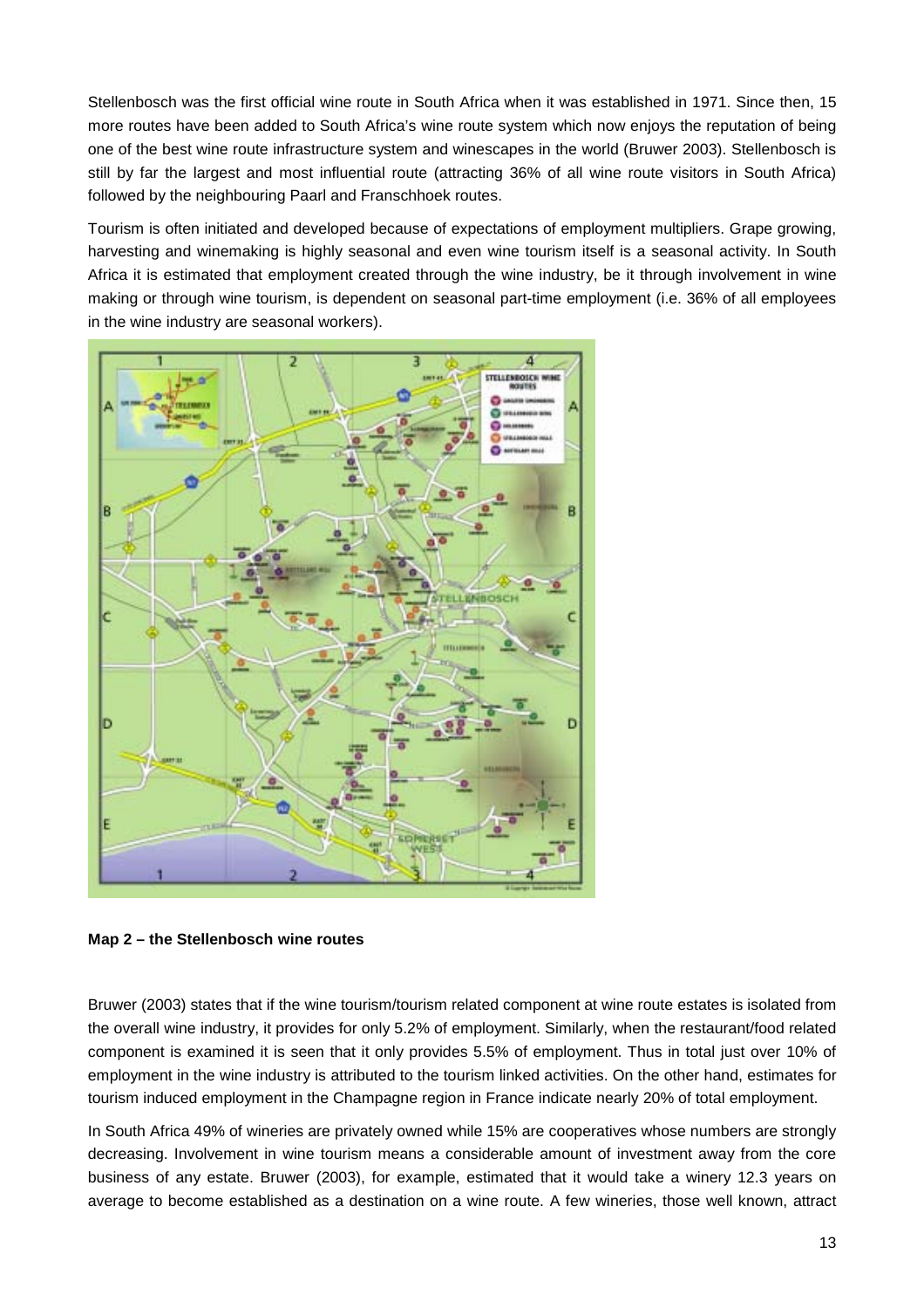Stellenbosch was the first official wine route in South Africa when it was established in 1971. Since then, 15 more routes have been added to South Africa's wine route system which now enjoys the reputation of being one of the best wine route infrastructure system and winescapes in the world (Bruwer 2003). Stellenbosch is still by far the largest and most influential route (attracting 36% of all wine route visitors in South Africa) followed by the neighbouring Paarl and Franschhoek routes.

Tourism is often initiated and developed because of expectations of employment multipliers. Grape growing, harvesting and winemaking is highly seasonal and even wine tourism itself is a seasonal activity. In South Africa it is estimated that employment created through the wine industry, be it through involvement in wine making or through wine tourism, is dependent on seasonal part-time employment (i.e. 36% of all employees in the wine industry are seasonal workers).

**Map 2 – the Stellenbosch wine routes**

Bruwer (2003) states that if the wine tourism/tourism related component at wine route estates is isolated from the overall wine industry, it provides for only 5.2% of employment. Similarly, when the restaurant/food related component is examined it is seen that it only provides 5.5% of employment. Thus in total just over 10% of employment in the wine industry is attributed to the tourism linked activities. On the other hand, estimates for tourism induced employment in the Champagne region in France indicate nearly 20% of total employment.

In South Africa 49% of wineries are privately owned while 15% are cooperatives whose numbers are strongly decreasing. Involvement in wine tourism means a considerable amount of investment away from the core business of any estate. Bruwer (2003), for example, estimated that it would take a winery 12.3 years on average to become established as a destination on a wine route. A few wineries, those well known, attract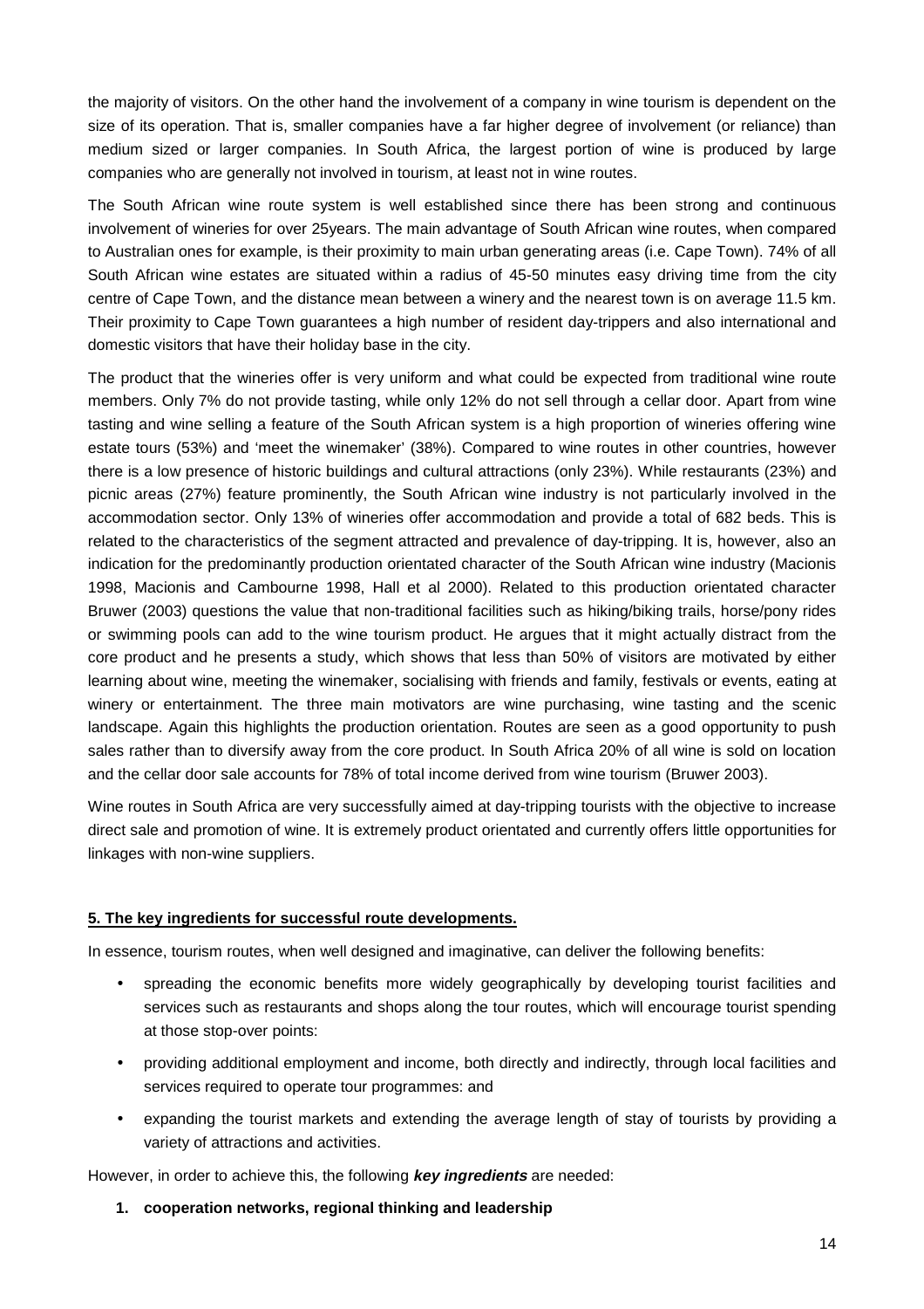the majority of visitors. On the other hand the involvement of a company in wine tourism is dependent on the size of its operation. That is, smaller companies have a far higher degree of involvement (or reliance) than medium sized or larger companies. In South Africa, the largest portion of wine is produced by large companies who are generally not involved in tourism, at least not in wine routes.

The South African wine route system is well established since there has been strong and continuous involvement of wineries for over 25years. The main advantage of South African wine routes, when compared to Australian ones for example, is their proximity to main urban generating areas (i.e. Cape Town). 74% of all South African wine estates are situated within a radius of 45-50 minutes easy driving time from the city centre of Cape Town, and the distance mean between a winery and the nearest town is on average 11.5 km. Their proximity to Cape Town guarantees a high number of resident day-trippers and also international and domestic visitors that have their holiday base in the city.

The product that the wineries offer is very uniform and what could be expected from traditional wine route members. Only 7% do not provide tasting, while only 12% do not sell through a cellar door. Apart from wine tasting and wine selling a feature of the South African system is a high proportion of wineries offering wine estate tours (53%) and 'meet the winemaker' (38%). Compared to wine routes in other countries, however there is a low presence of historic buildings and cultural attractions (only 23%). While restaurants (23%) and picnic areas (27%) feature prominently, the South African wine industry is not particularly involved in the accommodation sector. Only 13% of wineries offer accommodation and provide a total of 682 beds. This is related to the characteristics of the segment attracted and prevalence of day-tripping. It is, however, also an indication for the predominantly production orientated character of the South African wine industry (Macionis 1998, Macionis and Cambourne 1998, Hall et al 2000). Related to this production orientated character Bruwer (2003) questions the value that non-traditional facilities such as hiking/biking trails, horse/pony rides or swimming pools can add to the wine tourism product. He argues that it might actually distract from the core product and he presents a study, which shows that less than 50% of visitors are motivated by either learning about wine, meeting the winemaker, socialising with friends and family, festivals or events, eating at winery or entertainment. The three main motivators are wine purchasing, wine tasting and the scenic landscape. Again this highlights the production orientation. Routes are seen as a good opportunity to push sales rather than to diversify away from the core product. In South Africa 20% of all wine is sold on location and the cellar door sale accounts for 78% of total income derived from wine tourism (Bruwer 2003).

Wine routes in South Africa are very successfully aimed at day-tripping tourists with the objective to increase direct sale and promotion of wine. It is extremely product orientated and currently offers little opportunities for linkages with non-wine suppliers.

## 5. The key ingredients for successful route developments.

In essence, tourism routes, when well designed and imaginative, can deliver the following benefits:

- spreading the economic benefits more widely geographically by developing tourist facilities and services such as restaurants and shops along the tour routes, which will encourage tourist spending at those stop-over points:
- providing additional employment and income, both directly and indirectly, through local facilities and services required to operate tour programmes: and
- expanding the tourist markets and extending the average length of stay of tourists by providing a variety of attractions and activities.

However, in order to achieve this, the following ***key ingredients*** are needed:

1. **cooperation networks, regional thinking and leadership**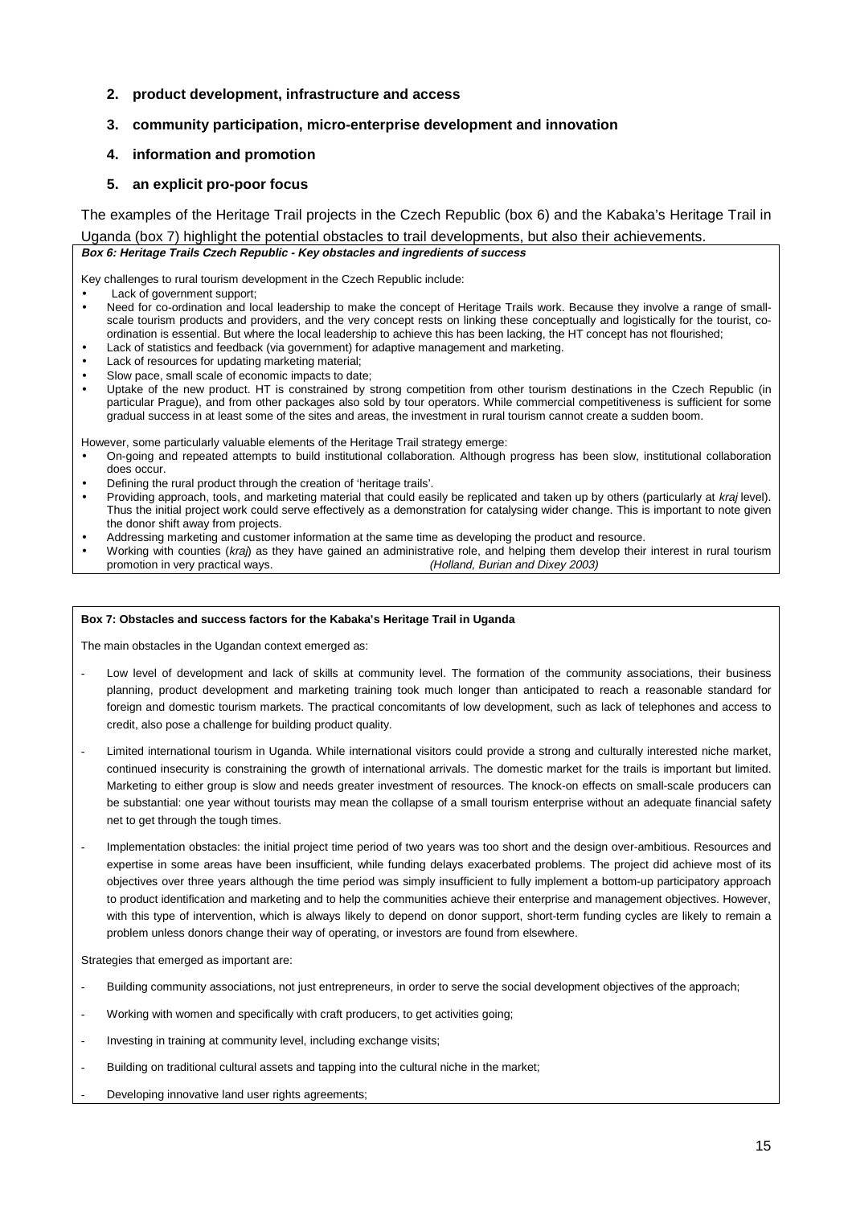2. **product development, infrastructure and access**

3. **community participation, micro-enterprise development and innovation**

4. **information and promotion**

5. **an explicit pro-poor focus**

The examples of the Heritage Trail projects in the Czech Republic (box 6) and the Kabaka's Heritage Trail in Uganda (box 7) highlight the potential obstacles to trail developments, but also their achievements.

***Box 6: Heritage Trails Czech Republic - Key obstacles and ingredients of success***

Key challenges to rural tourism development in the Czech Republic include:

- Lack of government support;
- Need for co-ordination and local leadership to make the concept of Heritage Trails work. Because they involve a range of small-scale tourism products and providers, and the very concept rests on linking these conceptually and logistically for the tourist, co-ordination is essential. But where the local leadership to achieve this has been lacking, the HT concept has not flourished;
- Lack of statistics and feedback (via government) for adaptive management and marketing.
- Lack of resources for updating marketing material;
- Slow pace, small scale of economic impacts to date;
- Uptake of the new product. HT is constrained by strong competition from other tourism destinations in the Czech Republic (in particular Prague), and from other packages also sold by tour operators. While commercial competitiveness is sufficient for some gradual success in at least some of the sites and areas, the investment in rural tourism cannot create a sudden boom.

However, some particularly valuable elements of the Heritage Trail strategy emerge:

- On-going and repeated attempts to build institutional collaboration. Although progress has been slow, institutional collaboration does occur.
- Defining the rural product through the creation of 'heritage trails'.
- Providing approach, tools, and marketing material that could easily be replicated and taken up by others (particularly at *kraj* level). Thus the initial project work could serve effectively as a demonstration for catalysing wider change. This is important to note given the donor shift away from projects.
- Addressing marketing and customer information at the same time as developing the product and resource.
- Working with counties (*kraj*) as they have gained an administrative role, and helping them develop their interest in rural tourism promotion in very practical ways. *(Holland, Burian and Dixey 2003)*

**Box 7: Obstacles and success factors for the Kabaka's Heritage Trail in Uganda**

The main obstacles in the Ugandan context emerged as:

- Low level of development and lack of skills at community level. The formation of the community associations, their business planning, product development and marketing training took much longer than anticipated to reach a reasonable standard for foreign and domestic tourism markets. The practical concomitants of low development, such as lack of telephones and access to credit, also pose a challenge for building product quality.
- Limited international tourism in Uganda. While international visitors could provide a strong and culturally interested niche market, continued insecurity is constraining the growth of international arrivals. The domestic market for the trails is important but limited. Marketing to either group is slow and needs greater investment of resources. The knock-on effects on small-scale producers can be substantial: one year without tourists may mean the collapse of a small tourism enterprise without an adequate financial safety net to get through the tough times.
- Implementation obstacles: the initial project time period of two years was too short and the design over-ambitious. Resources and expertise in some areas have been insufficient, while funding delays exacerbated problems. The project did achieve most of its objectives over three years although the time period was simply insufficient to fully implement a bottom-up participatory approach to product identification and marketing and to help the communities achieve their enterprise and management objectives. However, with this type of intervention, which is always likely to depend on donor support, short-term funding cycles are likely to remain a problem unless donors change their way of operating, or investors are found from elsewhere.

Strategies that emerged as important are:

- Building community associations, not just entrepreneurs, in order to serve the social development objectives of the approach;
- Working with women and specifically with craft producers, to get activities going;
- Investing in training at community level, including exchange visits;
- Building on traditional cultural assets and tapping into the cultural niche in the market;
- Developing innovative land user rights agreements;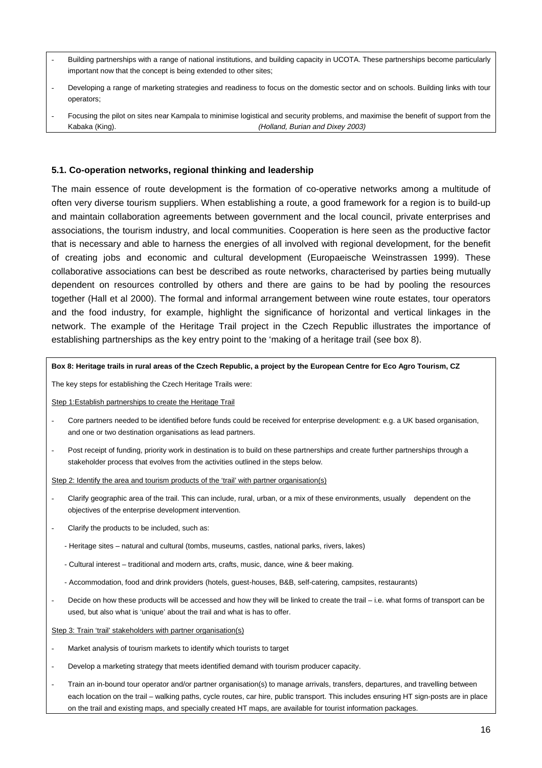- Building partnerships with a range of national institutions, and building capacity in UCOTA. These partnerships become particularly important now that the concept is being extended to other sites;
- Developing a range of marketing strategies and readiness to focus on the domestic sector and on schools. Building links with tour operators;
- Focusing the pilot on sites near Kampala to minimise logistical and security problems, and maximise the benefit of support from the Kabaka (King). *(Holland, Burian and Dixey 2003)*

### 5.1. Co-operation networks, regional thinking and leadership

The main essence of route development is the formation of co-operative networks among a multitude of often very diverse tourism suppliers. When establishing a route, a good framework for a region is to build-up and maintain collaboration agreements between government and the local council, private enterprises and associations, the tourism industry, and local communities. Cooperation is here seen as the productive factor that is necessary and able to harness the energies of all involved with regional development, for the benefit of creating jobs and economic and cultural development (Europaeische Weinstrassen 1999). These collaborative associations can best be described as route networks, characterised by parties being mutually dependent on resources controlled by others and there are gains to be had by pooling the resources together (Hall et al 2000). The formal and informal arrangement between wine route estates, tour operators and the food industry, for example, highlight the significance of horizontal and vertical linkages in the network. The example of the Heritage Trail project in the Czech Republic illustrates the importance of establishing partnerships as the key entry point to the 'making of a heritage trail (see box 8).

**Box 8: Heritage trails in rural areas of the Czech Republic, a project by the European Centre for Eco Agro Tourism, CZ**

The key steps for establishing the Czech Heritage Trails were:

Step 1:Establish partnerships to create the Heritage Trail

- Core partners needed to be identified before funds could be received for enterprise development: e.g. a UK based organisation, and one or two destination organisations as lead partners.
- Post receipt of funding, priority work in destination is to build on these partnerships and create further partnerships through a stakeholder process that evolves from the activities outlined in the steps below.

Step 2: Identify the area and tourism products of the 'trail' with partner organisation(s)

- Clarify geographic area of the trail. This can include, rural, urban, or a mix of these environments, usually dependent on the objectives of the enterprise development intervention.
- Clarify the products to be included, such as:
  - Heritage sites – natural and cultural (tombs, museums, castles, national parks, rivers, lakes)
  - Cultural interest – traditional and modern arts, crafts, music, dance, wine & beer making.
  - Accommodation, food and drink providers (hotels, guest-houses, B&B, self-catering, campsites, restaurants)
- Decide on how these products will be accessed and how they will be linked to create the trail – i.e. what forms of transport can be used, but also what is 'unique' about the trail and what is has to offer.

Step 3: Train 'trail' stakeholders with partner organisation(s)

- Market analysis of tourism markets to identify which tourists to target
- Develop a marketing strategy that meets identified demand with tourism producer capacity.
- Train an in-bound tour operator and/or partner organisation(s) to manage arrivals, transfers, departures, and travelling between each location on the trail – walking paths, cycle routes, car hire, public transport. This includes ensuring HT sign-posts are in place on the trail and existing maps, and specially created HT maps, are available for tourist information packages.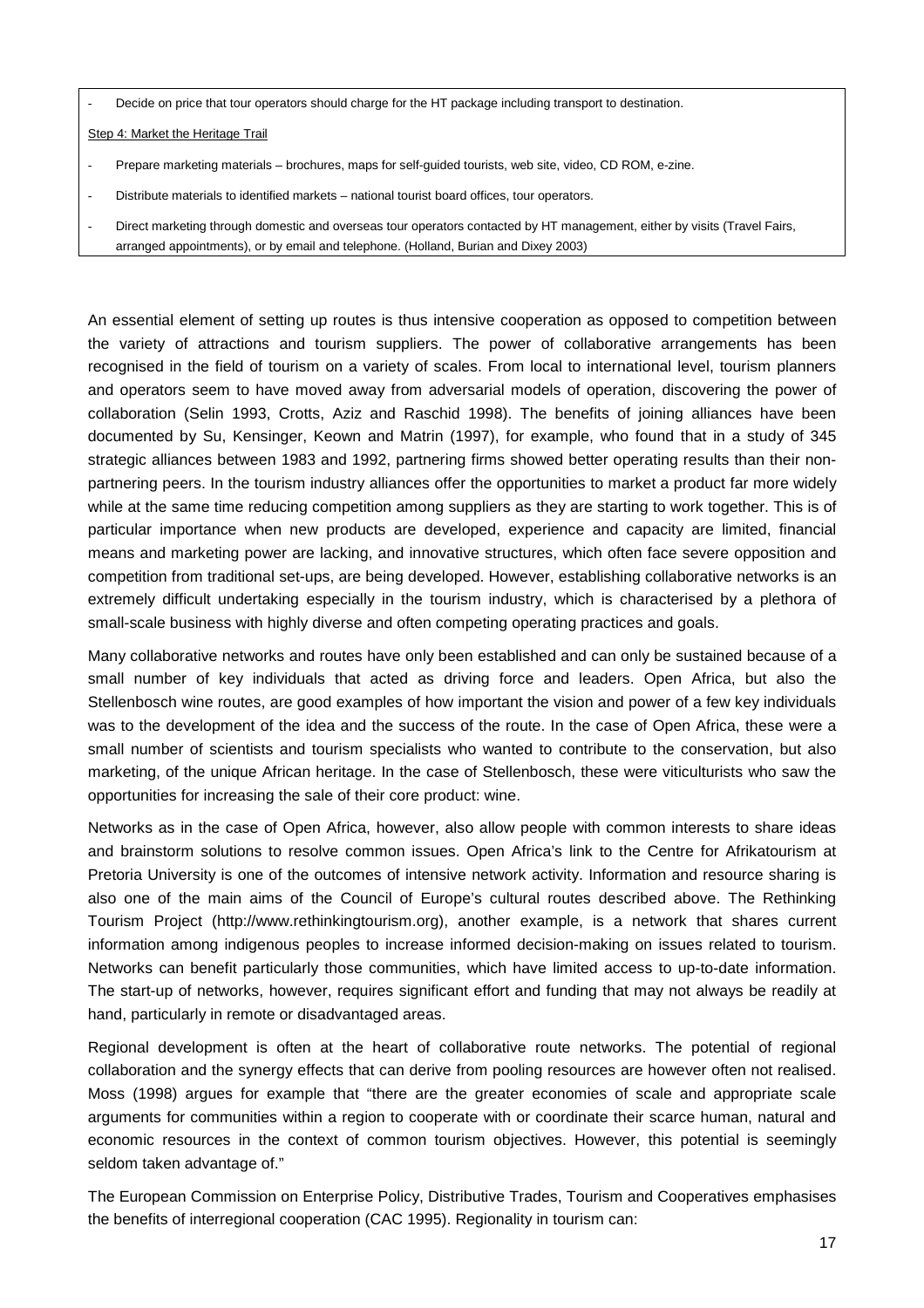- Decide on price that tour operators should charge for the HT package including transport to destination.

Step 4: Market the Heritage Trail

- Prepare marketing materials – brochures, maps for self-guided tourists, web site, video, CD ROM, e-zine.
- Distribute materials to identified markets – national tourist board offices, tour operators.
- Direct marketing through domestic and overseas tour operators contacted by HT management, either by visits (Travel Fairs, arranged appointments), or by email and telephone. (Holland, Burian and Dixey 2003)

An essential element of setting up routes is thus intensive cooperation as opposed to competition between the variety of attractions and tourism suppliers. The power of collaborative arrangements has been recognised in the field of tourism on a variety of scales. From local to international level, tourism planners and operators seem to have moved away from adversarial models of operation, discovering the power of collaboration (Selin 1993, Crotts, Aziz and Raschid 1998). The benefits of joining alliances have been documented by Su, Kensinger, Keown and Matrin (1997), for example, who found that in a study of 345 strategic alliances between 1983 and 1992, partnering firms showed better operating results than their non-partnering peers. In the tourism industry alliances offer the opportunities to market a product far more widely while at the same time reducing competition among suppliers as they are starting to work together. This is of particular importance when new products are developed, experience and capacity are limited, financial means and marketing power are lacking, and innovative structures, which often face severe opposition and competition from traditional set-ups, are being developed. However, establishing collaborative networks is an extremely difficult undertaking especially in the tourism industry, which is characterised by a plethora of small-scale business with highly diverse and often competing operating practices and goals.

Many collaborative networks and routes have only been established and can only be sustained because of a small number of key individuals that acted as driving force and leaders. Open Africa, but also the Stellenbosch wine routes, are good examples of how important the vision and power of a few key individuals was to the development of the idea and the success of the route. In the case of Open Africa, these were a small number of scientists and tourism specialists who wanted to contribute to the conservation, but also marketing, of the unique African heritage. In the case of Stellenbosch, these were viticulturists who saw the opportunities for increasing the sale of their core product: wine.

Networks as in the case of Open Africa, however, also allow people with common interests to share ideas and brainstorm solutions to resolve common issues. Open Africa's link to the Centre for Afrikatourism at Pretoria University is one of the outcomes of intensive network activity. Information and resource sharing is also one of the main aims of the Council of Europe's cultural routes described above. The Rethinking Tourism Project (http://www.rethinkingtourism.org), another example, is a network that shares current information among indigenous peoples to increase informed decision-making on issues related to tourism. Networks can benefit particularly those communities, which have limited access to up-to-date information. The start-up of networks, however, requires significant effort and funding that may not always be readily at hand, particularly in remote or disadvantaged areas.

Regional development is often at the heart of collaborative route networks. The potential of regional collaboration and the synergy effects that can derive from pooling resources are however often not realised. Moss (1998) argues for example that "there are the greater economies of scale and appropriate scale arguments for communities within a region to cooperate with or coordinate their scarce human, natural and economic resources in the context of common tourism objectives. However, this potential is seemingly seldom taken advantage of."

The European Commission on Enterprise Policy, Distributive Trades, Tourism and Cooperatives emphasises the benefits of interregional cooperation (CAC 1995). Regionality in tourism can: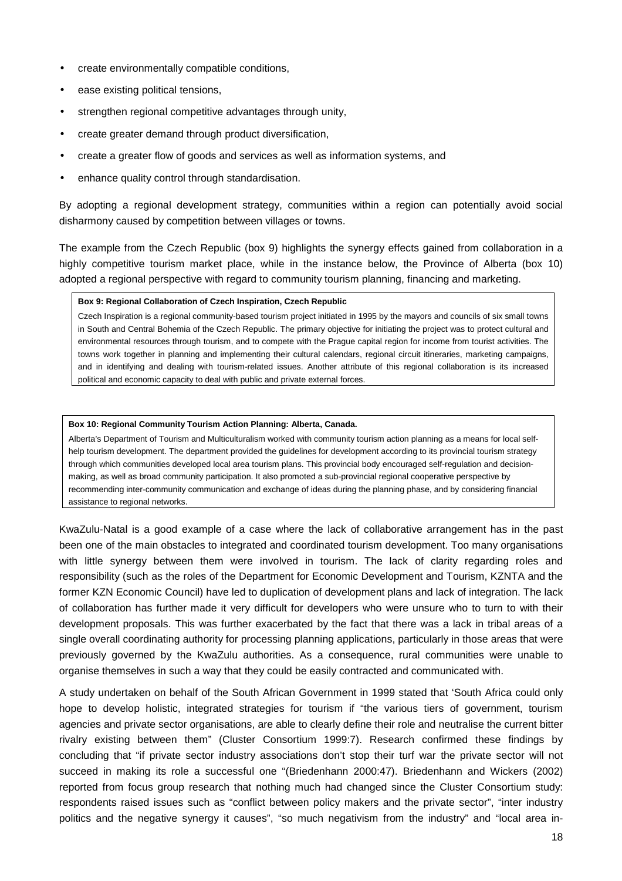- create environmentally compatible conditions,
- ease existing political tensions,
- strengthen regional competitive advantages through unity,
- create greater demand through product diversification,
- create a greater flow of goods and services as well as information systems, and
- enhance quality control through standardisation.

By adopting a regional development strategy, communities within a region can potentially avoid social disharmony caused by competition between villages or towns.

The example from the Czech Republic (box 9) highlights the synergy effects gained from collaboration in a highly competitive tourism market place, while in the instance below, the Province of Alberta (box 10) adopted a regional perspective with regard to community tourism planning, financing and marketing.

> **Box 9: Regional Collaboration of Czech Inspiration, Czech Republic**
>
> Czech Inspiration is a regional community-based tourism project initiated in 1995 by the mayors and councils of six small towns in South and Central Bohemia of the Czech Republic. The primary objective for initiating the project was to protect cultural and environmental resources through tourism, and to compete with the Prague capital region for income from tourist activities. The towns work together in planning and implementing their cultural calendars, regional circuit itineraries, marketing campaigns, and in identifying and dealing with tourism-related issues. Another attribute of this regional collaboration is its increased political and economic capacity to deal with public and private external forces.

> **Box 10: Regional Community Tourism Action Planning: Alberta, Canada.**
>
> Alberta's Department of Tourism and Multiculturalism worked with community tourism action planning as a means for local self-help tourism development. The department provided the guidelines for development according to its provincial tourism strategy through which communities developed local area tourism plans. This provincial body encouraged self-regulation and decision-making, as well as broad community participation. It also promoted a sub-provincial regional cooperative perspective by recommending inter-community communication and exchange of ideas during the planning phase, and by considering financial assistance to regional networks.

KwaZulu-Natal is a good example of a case where the lack of collaborative arrangement has in the past been one of the main obstacles to integrated and coordinated tourism development. Too many organisations with little synergy between them were involved in tourism. The lack of clarity regarding roles and responsibility (such as the roles of the Department for Economic Development and Tourism, KZNTA and the former KZN Economic Council) have led to duplication of development plans and lack of integration. The lack of collaboration has further made it very difficult for developers who were unsure who to turn to with their development proposals. This was further exacerbated by the fact that there was a lack in tribal areas of a single overall coordinating authority for processing planning applications, particularly in those areas that were previously governed by the KwaZulu authorities. As a consequence, rural communities were unable to organise themselves in such a way that they could be easily contracted and communicated with.

A study undertaken on behalf of the South African Government in 1999 stated that 'South Africa could only hope to develop holistic, integrated strategies for tourism if "the various tiers of government, tourism agencies and private sector organisations, are able to clearly define their role and neutralise the current bitter rivalry existing between them" (Cluster Consortium 1999:7). Research confirmed these findings by concluding that "if private sector industry associations don't stop their turf war the private sector will not succeed in making its role a successful one "(Briedenhann 2000:47). Briedenhann and Wickers (2002) reported from focus group research that nothing much had changed since the Cluster Consortium study: respondents raised issues such as "conflict between policy makers and the private sector", "inter industry politics and the negative synergy it causes", "so much negativism from the industry" and "local area in-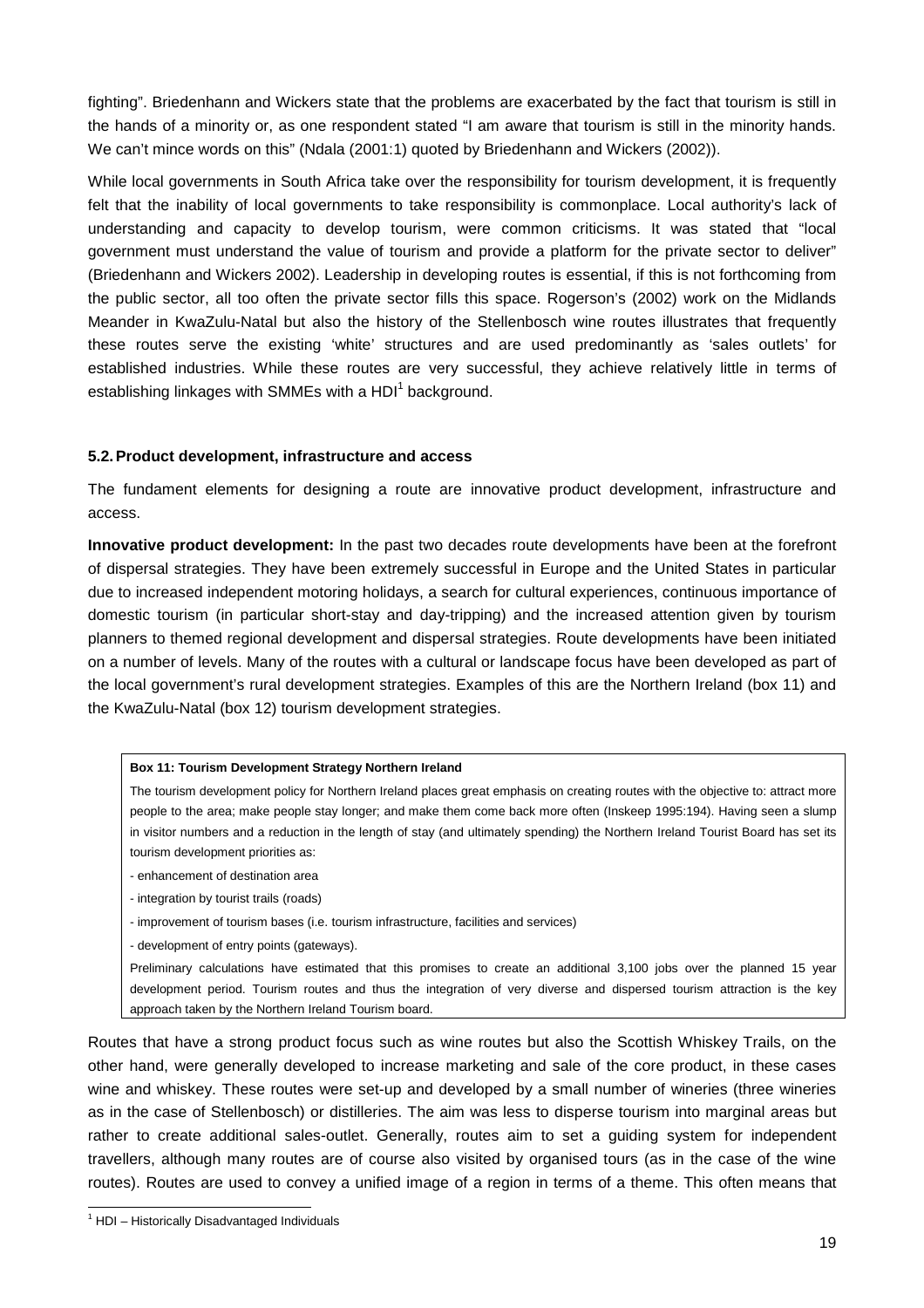fighting". Briedenhann and Wickers state that the problems are exacerbated by the fact that tourism is still in the hands of a minority or, as one respondent stated "I am aware that tourism is still in the minority hands. We can't mince words on this" (Ndala (2001:1) quoted by Briedenhann and Wickers (2002)).

While local governments in South Africa take over the responsibility for tourism development, it is frequently felt that the inability of local governments to take responsibility is commonplace. Local authority's lack of understanding and capacity to develop tourism, were common criticisms. It was stated that "local government must understand the value of tourism and provide a platform for the private sector to deliver" (Briedenhann and Wickers 2002). Leadership in developing routes is essential, if this is not forthcoming from the public sector, all too often the private sector fills this space. Rogerson's (2002) work on the Midlands Meander in KwaZulu-Natal but also the history of the Stellenbosch wine routes illustrates that frequently these routes serve the existing 'white' structures and are used predominantly as 'sales outlets' for established industries. While these routes are very successful, they achieve relatively little in terms of establishing linkages with SMMEs with a HDI[1] background.

### 5.2. Product development, infrastructure and access

The fundament elements for designing a route are innovative product development, infrastructure and access.

**Innovative product development:** In the past two decades route developments have been at the forefront of dispersal strategies. They have been extremely successful in Europe and the United States in particular due to increased independent motoring holidays, a search for cultural experiences, continuous importance of domestic tourism (in particular short-stay and day-tripping) and the increased attention given by tourism planners to themed regional development and dispersal strategies. Route developments have been initiated on a number of levels. Many of the routes with a cultural or landscape focus have been developed as part of the local government's rural development strategies. Examples of this are the Northern Ireland (box 11) and the KwaZulu-Natal (box 12) tourism development strategies.

> **Box 11: Tourism Development Strategy Northern Ireland**
>
> The tourism development policy for Northern Ireland places great emphasis on creating routes with the objective to: attract more people to the area; make people stay longer; and make them come back more often (Inskeep 1995:194). Having seen a slump in visitor numbers and a reduction in the length of stay (and ultimately spending) the Northern Ireland Tourist Board has set its tourism development priorities as:
>
> - enhancement of destination area
> - integration by tourist trails (roads)
> - improvement of tourism bases (i.e. tourism infrastructure, facilities and services)
> - development of entry points (gateways).
>
> Preliminary calculations have estimated that this promises to create an additional 3,100 jobs over the planned 15 year development period. Tourism routes and thus the integration of very diverse and dispersed tourism attraction is the key approach taken by the Northern Ireland Tourism board.

Routes that have a strong product focus such as wine routes but also the Scottish Whiskey Trails, on the other hand, were generally developed to increase marketing and sale of the core product, in these cases wine and whiskey. These routes were set-up and developed by a small number of wineries (three wineries as in the case of Stellenbosch) or distilleries. The aim was less to disperse tourism into marginal areas but rather to create additional sales-outlet. Generally, routes aim to set a guiding system for independent travellers, although many routes are of course also visited by organised tours (as in the case of the wine routes). Routes are used to convey a unified image of a region in terms of a theme. This often means that

[1] HDI – Historically Disadvantaged Individuals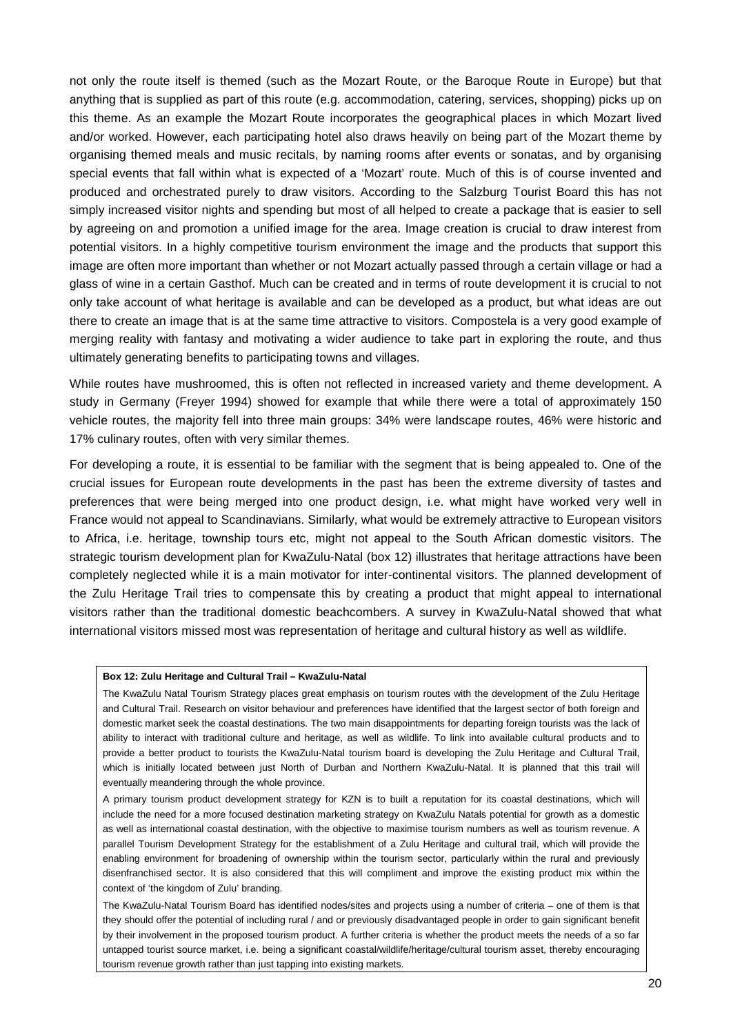not only the route itself is themed (such as the Mozart Route, or the Baroque Route in Europe) but that anything that is supplied as part of this route (e.g. accommodation, catering, services, shopping) picks up on this theme. As an example the Mozart Route incorporates the geographical places in which Mozart lived and/or worked. However, each participating hotel also draws heavily on being part of the Mozart theme by organising themed meals and music recitals, by naming rooms after events or sonatas, and by organising special events that fall within what is expected of a 'Mozart' route. Much of this is of course invented and produced and orchestrated purely to draw visitors. According to the Salzburg Tourist Board this has not simply increased visitor nights and spending but most of all helped to create a package that is easier to sell by agreeing on and promotion a unified image for the area. Image creation is crucial to draw interest from potential visitors. In a highly competitive tourism environment the image and the products that support this image are often more important than whether or not Mozart actually passed through a certain village or had a glass of wine in a certain Gasthof. Much can be created and in terms of route development it is crucial to not only take account of what heritage is available and can be developed as a product, but what ideas are out there to create an image that is at the same time attractive to visitors. Compostela is a very good example of merging reality with fantasy and motivating a wider audience to take part in exploring the route, and thus ultimately generating benefits to participating towns and villages.

While routes have mushroomed, this is often not reflected in increased variety and theme development. A study in Germany (Freyer 1994) showed for example that while there were a total of approximately 150 vehicle routes, the majority fell into three main groups: 34% were landscape routes, 46% were historic and 17% culinary routes, often with very similar themes.

For developing a route, it is essential to be familiar with the segment that is being appealed to. One of the crucial issues for European route developments in the past has been the extreme diversity of tastes and preferences that were being merged into one product design, i.e. what might have worked very well in France would not appeal to Scandinavians. Similarly, what would be extremely attractive to European visitors to Africa, i.e. heritage, township tours etc, might not appeal to the South African domestic visitors. The strategic tourism development plan for KwaZulu-Natal (box 12) illustrates that heritage attractions have been completely neglected while it is a main motivator for inter-continental visitors. The planned development of the Zulu Heritage Trail tries to compensate this by creating a product that might appeal to international visitors rather than the traditional domestic beachcombers. A survey in KwaZulu-Natal showed that what international visitors missed most was representation of heritage and cultural history as well as wildlife.

**Box 12: Zulu Heritage and Cultural Trail – KwaZulu-Natal**

The KwaZulu Natal Tourism Strategy places great emphasis on tourism routes with the development of the Zulu Heritage and Cultural Trail. Research on visitor behaviour and preferences have identified that the largest sector of both foreign and domestic market seek the coastal destinations. The two main disappointments for departing foreign tourists was the lack of ability to interact with traditional culture and heritage, as well as wildlife. To link into available cultural products and to provide a better product to tourists the KwaZulu-Natal tourism board is developing the Zulu Heritage and Cultural Trail, which is initially located between just North of Durban and Northern KwaZulu-Natal. It is planned that this trail will eventually meandering through the whole province.

A primary tourism product development strategy for KZN is to built a reputation for its coastal destinations, which will include the need for a more focused destination marketing strategy on KwaZulu Natals potential for growth as a domestic as well as international coastal destination, with the objective to maximise tourism numbers as well as tourism revenue. A parallel Tourism Development Strategy for the establishment of a Zulu Heritage and cultural trail, which will provide the enabling environment for broadening of ownership within the tourism sector, particularly within the rural and previously disenfranchised sector. It is also considered that this will compliment and improve the existing product mix within the context of 'the kingdom of Zulu' branding.

The KwaZulu-Natal Tourism Board has identified nodes/sites and projects using a number of criteria – one of them is that they should offer the potential of including rural / and or previously disadvantaged people in order to gain significant benefit by their involvement in the proposed tourism product. A further criteria is whether the product meets the needs of a so far untapped tourist source market, i.e. being a significant coastal/wildlife/heritage/cultural tourism asset, thereby encouraging tourism revenue growth rather than just tapping into existing markets.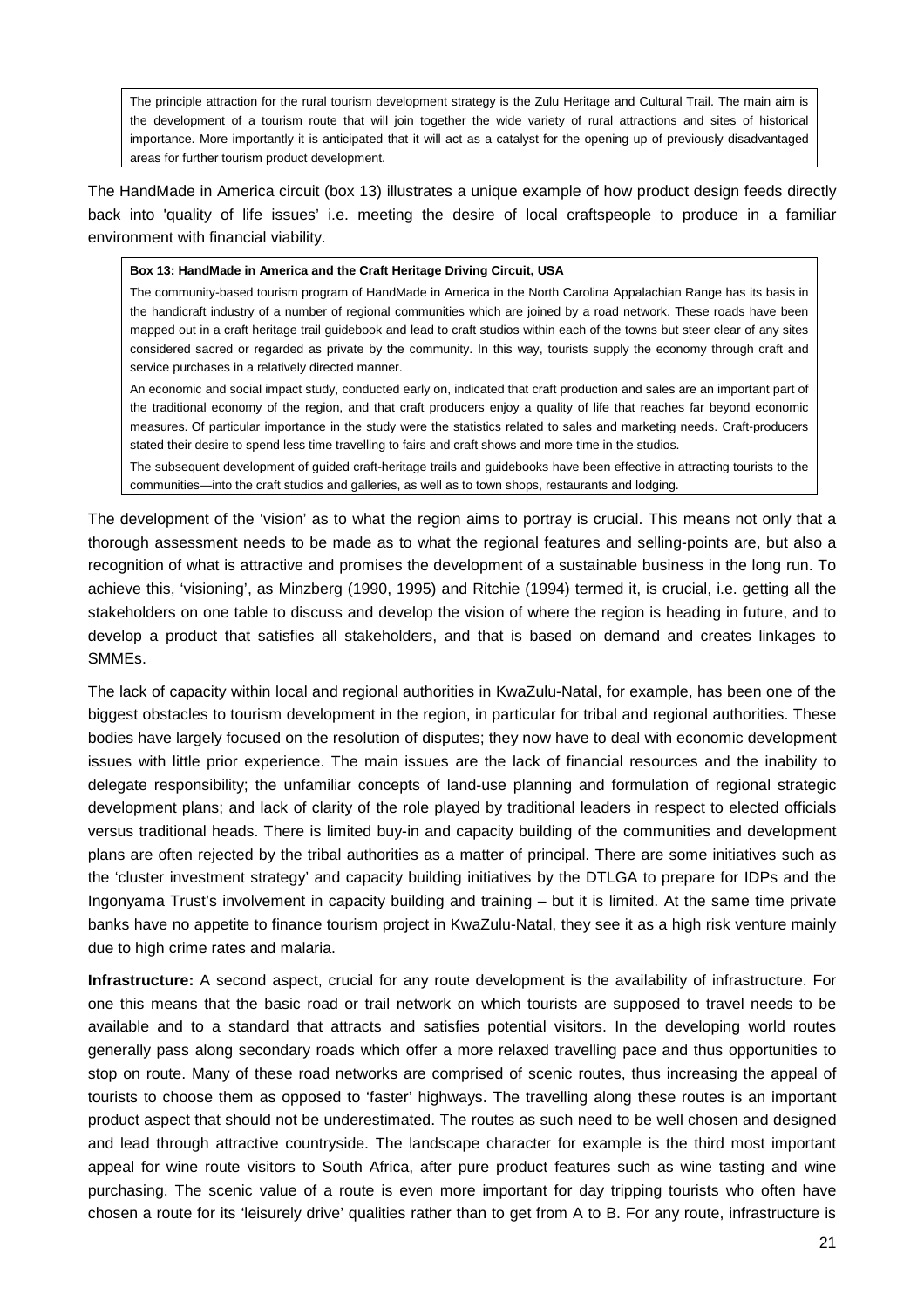The principle attraction for the rural tourism development strategy is the Zulu Heritage and Cultural Trail. The main aim is the development of a tourism route that will join together the wide variety of rural attractions and sites of historical importance. More importantly it is anticipated that it will act as a catalyst for the opening up of previously disadvantaged areas for further tourism product development.

The HandMade in America circuit (box 13) illustrates a unique example of how product design feeds directly back into 'quality of life issues' i.e. meeting the desire of local craftspeople to produce in a familiar environment with financial viability.

**Box 13: HandMade in America and the Craft Heritage Driving Circuit, USA**

The community-based tourism program of HandMade in America in the North Carolina Appalachian Range has its basis in the handicraft industry of a number of regional communities which are joined by a road network. These roads have been mapped out in a craft heritage trail guidebook and lead to craft studios within each of the towns but steer clear of any sites considered sacred or regarded as private by the community. In this way, tourists supply the economy through craft and service purchases in a relatively directed manner.

An economic and social impact study, conducted early on, indicated that craft production and sales are an important part of the traditional economy of the region, and that craft producers enjoy a quality of life that reaches far beyond economic measures. Of particular importance in the study were the statistics related to sales and marketing needs. Craft-producers stated their desire to spend less time travelling to fairs and craft shows and more time in the studios.

The subsequent development of guided craft-heritage trails and guidebooks have been effective in attracting tourists to the communities—into the craft studios and galleries, as well as to town shops, restaurants and lodging.

The development of the 'vision' as to what the region aims to portray is crucial. This means not only that a thorough assessment needs to be made as to what the regional features and selling-points are, but also a recognition of what is attractive and promises the development of a sustainable business in the long run. To achieve this, 'visioning', as Minzberg (1990, 1995) and Ritchie (1994) termed it, is crucial, i.e. getting all the stakeholders on one table to discuss and develop the vision of where the region is heading in future, and to develop a product that satisfies all stakeholders, and that is based on demand and creates linkages to SMMEs.

The lack of capacity within local and regional authorities in KwaZulu-Natal, for example, has been one of the biggest obstacles to tourism development in the region, in particular for tribal and regional authorities. These bodies have largely focused on the resolution of disputes; they now have to deal with economic development issues with little prior experience. The main issues are the lack of financial resources and the inability to delegate responsibility; the unfamiliar concepts of land-use planning and formulation of regional strategic development plans; and lack of clarity of the role played by traditional leaders in respect to elected officials versus traditional heads. There is limited buy-in and capacity building of the communities and development plans are often rejected by the tribal authorities as a matter of principal. There are some initiatives such as the 'cluster investment strategy' and capacity building initiatives by the DTLGA to prepare for IDPs and the Ingonyama Trust's involvement in capacity building and training – but it is limited. At the same time private banks have no appetite to finance tourism project in KwaZulu-Natal, they see it as a high risk venture mainly due to high crime rates and malaria.

**Infrastructure:** A second aspect, crucial for any route development is the availability of infrastructure. For one this means that the basic road or trail network on which tourists are supposed to travel needs to be available and to a standard that attracts and satisfies potential visitors. In the developing world routes generally pass along secondary roads which offer a more relaxed travelling pace and thus opportunities to stop on route. Many of these road networks are comprised of scenic routes, thus increasing the appeal of tourists to choose them as opposed to 'faster' highways. The travelling along these routes is an important product aspect that should not be underestimated. The routes as such need to be well chosen and designed and lead through attractive countryside. The landscape character for example is the third most important appeal for wine route visitors to South Africa, after pure product features such as wine tasting and wine purchasing. The scenic value of a route is even more important for day tripping tourists who often have chosen a route for its 'leisurely drive' qualities rather than to get from A to B. For any route, infrastructure is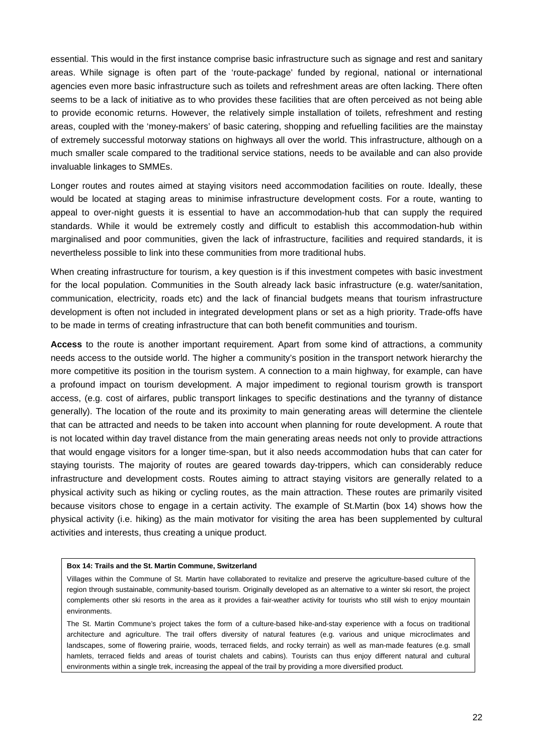essential. This would in the first instance comprise basic infrastructure such as signage and rest and sanitary areas. While signage is often part of the 'route-package' funded by regional, national or international agencies even more basic infrastructure such as toilets and refreshment areas are often lacking. There often seems to be a lack of initiative as to who provides these facilities that are often perceived as not being able to provide economic returns. However, the relatively simple installation of toilets, refreshment and resting areas, coupled with the 'money-makers' of basic catering, shopping and refuelling facilities are the mainstay of extremely successful motorway stations on highways all over the world. This infrastructure, although on a much smaller scale compared to the traditional service stations, needs to be available and can also provide invaluable linkages to SMMEs.

Longer routes and routes aimed at staying visitors need accommodation facilities on route. Ideally, these would be located at staging areas to minimise infrastructure development costs. For a route, wanting to appeal to over-night guests it is essential to have an accommodation-hub that can supply the required standards. While it would be extremely costly and difficult to establish this accommodation-hub within marginalised and poor communities, given the lack of infrastructure, facilities and required standards, it is nevertheless possible to link into these communities from more traditional hubs.

When creating infrastructure for tourism, a key question is if this investment competes with basic investment for the local population. Communities in the South already lack basic infrastructure (e.g. water/sanitation, communication, electricity, roads etc) and the lack of financial budgets means that tourism infrastructure development is often not included in integrated development plans or set as a high priority. Trade-offs have to be made in terms of creating infrastructure that can both benefit communities and tourism.

**Access** to the route is another important requirement. Apart from some kind of attractions, a community needs access to the outside world. The higher a community's position in the transport network hierarchy the more competitive its position in the tourism system. A connection to a main highway, for example, can have a profound impact on tourism development. A major impediment to regional tourism growth is transport access, (e.g. cost of airfares, public transport linkages to specific destinations and the tyranny of distance generally). The location of the route and its proximity to main generating areas will determine the clientele that can be attracted and needs to be taken into account when planning for route development. A route that is not located within day travel distance from the main generating areas needs not only to provide attractions that would engage visitors for a longer time-span, but it also needs accommodation hubs that can cater for staying tourists. The majority of routes are geared towards day-trippers, which can considerably reduce infrastructure and development costs. Routes aiming to attract staying visitors are generally related to a physical activity such as hiking or cycling routes, as the main attraction. These routes are primarily visited because visitors chose to engage in a certain activity. The example of St.Martin (box 14) shows how the physical activity (i.e. hiking) as the main motivator for visiting the area has been supplemented by cultural activities and interests, thus creating a unique product.

**Box 14: Trails and the St. Martin Commune, Switzerland**

Villages within the Commune of St. Martin have collaborated to revitalize and preserve the agriculture-based culture of the region through sustainable, community-based tourism. Originally developed as an alternative to a winter ski resort, the project complements other ski resorts in the area as it provides a fair-weather activity for tourists who still wish to enjoy mountain environments.

The St. Martin Commune's project takes the form of a culture-based hike-and-stay experience with a focus on traditional architecture and agriculture. The trail offers diversity of natural features (e.g. various and unique microclimates and landscapes, some of flowering prairie, woods, terraced fields, and rocky terrain) as well as man-made features (e.g. small hamlets, terraced fields and areas of tourist chalets and cabins). Tourists can thus enjoy different natural and cultural environments within a single trek, increasing the appeal of the trail by providing a more diversified product.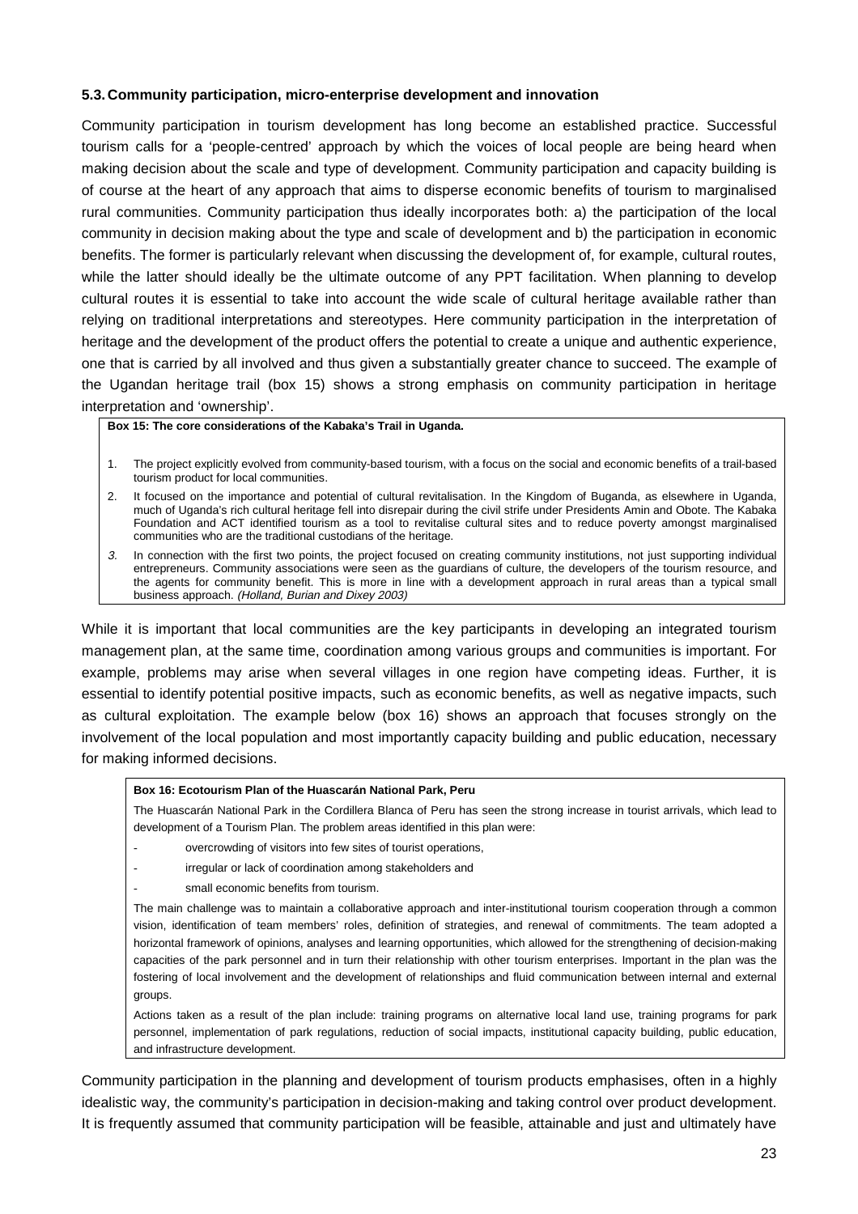### 5.3. Community participation, micro-enterprise development and innovation

Community participation in tourism development has long become an established practice. Successful tourism calls for a 'people-centred' approach by which the voices of local people are being heard when making decision about the scale and type of development. Community participation and capacity building is of course at the heart of any approach that aims to disperse economic benefits of tourism to marginalised rural communities. Community participation thus ideally incorporates both: a) the participation of the local community in decision making about the type and scale of development and b) the participation in economic benefits. The former is particularly relevant when discussing the development of, for example, cultural routes, while the latter should ideally be the ultimate outcome of any PPT facilitation. When planning to develop cultural routes it is essential to take into account the wide scale of cultural heritage available rather than relying on traditional interpretations and stereotypes. Here community participation in the interpretation of heritage and the development of the product offers the potential to create a unique and authentic experience, one that is carried by all involved and thus given a substantially greater chance to succeed. The example of the Ugandan heritage trail (box 15) shows a strong emphasis on community participation in heritage interpretation and 'ownership'.

**Box 15: The core considerations of the Kabaka's Trail in Uganda.**

1. The project explicitly evolved from community-based tourism, with a focus on the social and economic benefits of a trail-based tourism product for local communities.
2. It focused on the importance and potential of cultural revitalisation. In the Kingdom of Buganda, as elsewhere in Uganda, much of Uganda's rich cultural heritage fell into disrepair during the civil strife under Presidents Amin and Obote. The Kabaka Foundation and ACT identified tourism as a tool to revitalise cultural sites and to reduce poverty amongst marginalised communities who are the traditional custodians of the heritage.
3. In connection with the first two points, the project focused on creating community institutions, not just supporting individual entrepreneurs. Community associations were seen as the guardians of culture, the developers of the tourism resource, and the agents for community benefit. This is more in line with a development approach in rural areas than a typical small business approach. *(Holland, Burian and Dixey 2003)*

While it is important that local communities are the key participants in developing an integrated tourism management plan, at the same time, coordination among various groups and communities is important. For example, problems may arise when several villages in one region have competing ideas. Further, it is essential to identify potential positive impacts, such as economic benefits, as well as negative impacts, such as cultural exploitation. The example below (box 16) shows an approach that focuses strongly on the involvement of the local population and most importantly capacity building and public education, necessary for making informed decisions.

**Box 16: Ecotourism Plan of the Huascarán National Park, Peru**

The Huascarán National Park in the Cordillera Blanca of Peru has seen the strong increase in tourist arrivals, which lead to development of a Tourism Plan. The problem areas identified in this plan were:

- overcrowding of visitors into few sites of tourist operations,
- irregular or lack of coordination among stakeholders and
- small economic benefits from tourism.

The main challenge was to maintain a collaborative approach and inter-institutional tourism cooperation through a common vision, identification of team members' roles, definition of strategies, and renewal of commitments. The team adopted a horizontal framework of opinions, analyses and learning opportunities, which allowed for the strengthening of decision-making capacities of the park personnel and in turn their relationship with other tourism enterprises. Important in the plan was the fostering of local involvement and the development of relationships and fluid communication between internal and external groups.

Actions taken as a result of the plan include: training programs on alternative local land use, training programs for park personnel, implementation of park regulations, reduction of social impacts, institutional capacity building, public education, and infrastructure development.

Community participation in the planning and development of tourism products emphasises, often in a highly idealistic way, the community's participation in decision-making and taking control over product development. It is frequently assumed that community participation will be feasible, attainable and just and ultimately have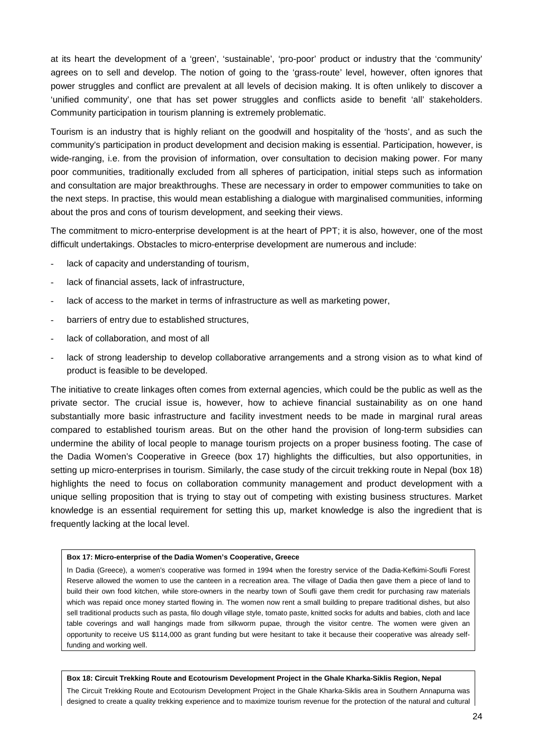at its heart the development of a 'green', 'sustainable', 'pro-poor' product or industry that the 'community' agrees on to sell and develop. The notion of going to the 'grass-route' level, however, often ignores that power struggles and conflict are prevalent at all levels of decision making. It is often unlikely to discover a 'unified community', one that has set power struggles and conflicts aside to benefit 'all' stakeholders. Community participation in tourism planning is extremely problematic.

Tourism is an industry that is highly reliant on the goodwill and hospitality of the 'hosts', and as such the community's participation in product development and decision making is essential. Participation, however, is wide-ranging, i.e. from the provision of information, over consultation to decision making power. For many poor communities, traditionally excluded from all spheres of participation, initial steps such as information and consultation are major breakthroughs. These are necessary in order to empower communities to take on the next steps. In practise, this would mean establishing a dialogue with marginalised communities, informing about the pros and cons of tourism development, and seeking their views.

The commitment to micro-enterprise development is at the heart of PPT; it is also, however, one of the most difficult undertakings. Obstacles to micro-enterprise development are numerous and include:

- lack of capacity and understanding of tourism,
- lack of financial assets, lack of infrastructure,
- lack of access to the market in terms of infrastructure as well as marketing power,
- barriers of entry due to established structures,
- lack of collaboration, and most of all
- lack of strong leadership to develop collaborative arrangements and a strong vision as to what kind of product is feasible to be developed.

The initiative to create linkages often comes from external agencies, which could be the public as well as the private sector. The crucial issue is, however, how to achieve financial sustainability as on one hand substantially more basic infrastructure and facility investment needs to be made in marginal rural areas compared to established tourism areas. But on the other hand the provision of long-term subsidies can undermine the ability of local people to manage tourism projects on a proper business footing. The case of the Dadia Women's Cooperative in Greece (box 17) highlights the difficulties, but also opportunities, in setting up micro-enterprises in tourism. Similarly, the case study of the circuit trekking route in Nepal (box 18) highlights the need to focus on collaboration community management and product development with a unique selling proposition that is trying to stay out of competing with existing business structures. Market knowledge is an essential requirement for setting this up, market knowledge is also the ingredient that is frequently lacking at the local level.

**Box 17: Micro-enterprise of the Dadia Women's Cooperative, Greece**

In Dadia (Greece), a women's cooperative was formed in 1994 when the forestry service of the Dadia-Kefkimi-Soufli Forest Reserve allowed the women to use the canteen in a recreation area. The village of Dadia then gave them a piece of land to build their own food kitchen, while store-owners in the nearby town of Soufli gave them credit for purchasing raw materials which was repaid once money started flowing in. The women now rent a small building to prepare traditional dishes, but also sell traditional products such as pasta, filo dough village style, tomato paste, knitted socks for adults and babies, cloth and lace table coverings and wall hangings made from silkworm pupae, through the visitor centre. The women were given an opportunity to receive US $114,000 as grant funding but were hesitant to take it because their cooperative was already self-funding and working well.

**Box 18: Circuit Trekking Route and Ecotourism Development Project in the Ghale Kharka-Siklis Region, Nepal**

The Circuit Trekking Route and Ecotourism Development Project in the Ghale Kharka-Siklis area in Southern Annapurna was designed to create a quality trekking experience and to maximize tourism revenue for the protection of the natural and cultural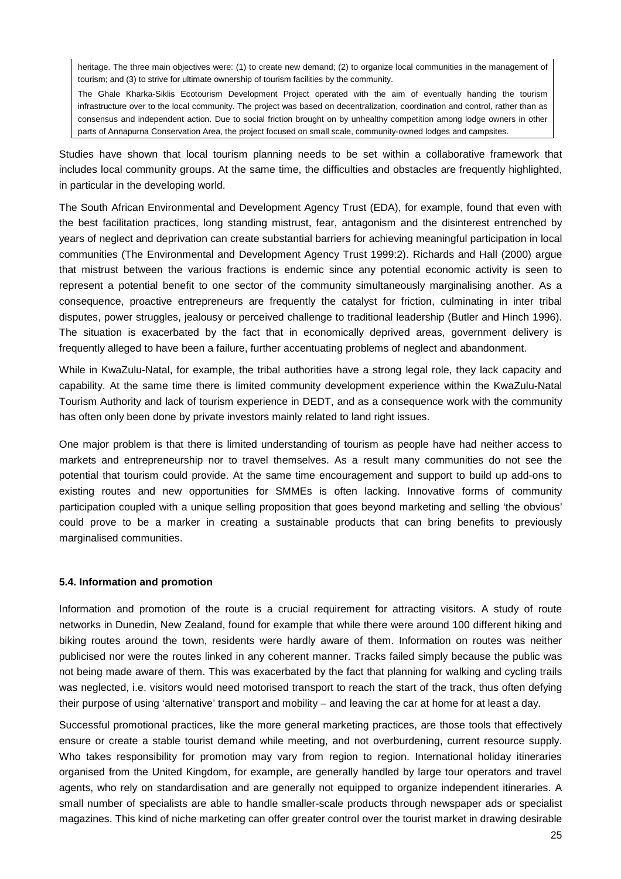heritage. The three main objectives were: (1) to create new demand; (2) to organize local communities in the management of tourism; and (3) to strive for ultimate ownership of tourism facilities by the community.

The Ghale Kharka-Siklis Ecotourism Development Project operated with the aim of eventually handing the tourism infrastructure over to the local community. The project was based on decentralization, coordination and control, rather than as consensus and independent action. Due to social friction brought on by unhealthy competition among lodge owners in other parts of Annapurna Conservation Area, the project focused on small scale, community-owned lodges and campsites.

Studies have shown that local tourism planning needs to be set within a collaborative framework that includes local community groups. At the same time, the difficulties and obstacles are frequently highlighted, in particular in the developing world.

The South African Environmental and Development Agency Trust (EDA), for example, found that even with the best facilitation practices, long standing mistrust, fear, antagonism and the disinterest entrenched by years of neglect and deprivation can create substantial barriers for achieving meaningful participation in local communities (The Environmental and Development Agency Trust 1999:2). Richards and Hall (2000) argue that mistrust between the various fractions is endemic since any potential economic activity is seen to represent a potential benefit to one sector of the community simultaneously marginalising another. As a consequence, proactive entrepreneurs are frequently the catalyst for friction, culminating in inter tribal disputes, power struggles, jealousy or perceived challenge to traditional leadership (Butler and Hinch 1996). The situation is exacerbated by the fact that in economically deprived areas, government delivery is frequently alleged to have been a failure, further accentuating problems of neglect and abandonment.

While in KwaZulu-Natal, for example, the tribal authorities have a strong legal role, they lack capacity and capability. At the same time there is limited community development experience within the KwaZulu-Natal Tourism Authority and lack of tourism experience in DEDT, and as a consequence work with the community has often only been done by private investors mainly related to land right issues.

One major problem is that there is limited understanding of tourism as people have had neither access to markets and entrepreneurship nor to travel themselves. As a result many communities do not see the potential that tourism could provide. At the same time encouragement and support to build up add-ons to existing routes and new opportunities for SMMEs is often lacking. Innovative forms of community participation coupled with a unique selling proposition that goes beyond marketing and selling 'the obvious' could prove to be a marker in creating a sustainable products that can bring benefits to previously marginalised communities.

#### 5.4. Information and promotion

Information and promotion of the route is a crucial requirement for attracting visitors. A study of route networks in Dunedin, New Zealand, found for example that while there were around 100 different hiking and biking routes around the town, residents were hardly aware of them. Information on routes was neither publicised nor were the routes linked in any coherent manner. Tracks failed simply because the public was not being made aware of them. This was exacerbated by the fact that planning for walking and cycling trails was neglected, i.e. visitors would need motorised transport to reach the start of the track, thus often defying their purpose of using 'alternative' transport and mobility – and leaving the car at home for at least a day.

Successful promotional practices, like the more general marketing practices, are those tools that effectively ensure or create a stable tourist demand while meeting, and not overburdening, current resource supply. Who takes responsibility for promotion may vary from region to region. International holiday itineraries organised from the United Kingdom, for example, are generally handled by large tour operators and travel agents, who rely on standardisation and are generally not equipped to organize independent itineraries. A small number of specialists are able to handle smaller-scale products through newspaper ads or specialist magazines. This kind of niche marketing can offer greater control over the tourist market in drawing desirable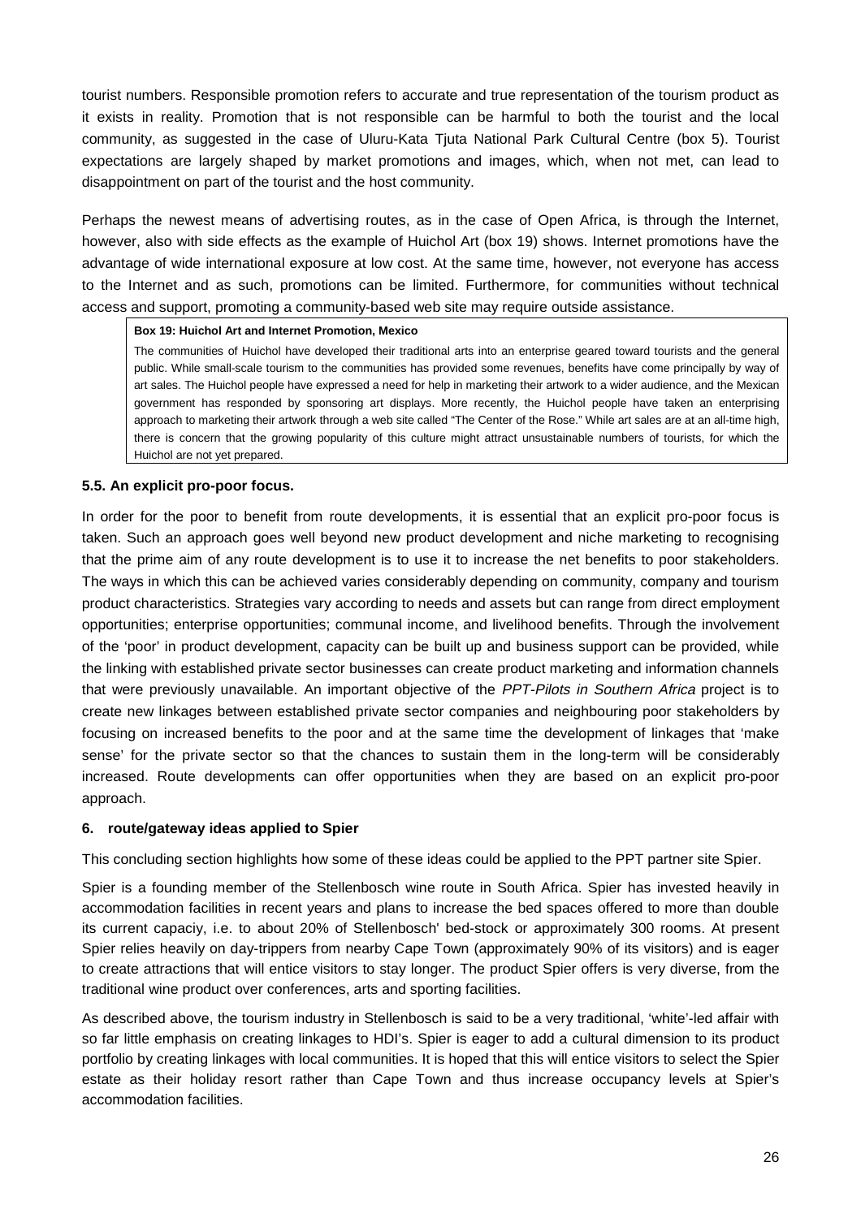tourist numbers. Responsible promotion refers to accurate and true representation of the tourism product as it exists in reality. Promotion that is not responsible can be harmful to both the tourist and the local community, as suggested in the case of Uluru-Kata Tjuta National Park Cultural Centre (box 5). Tourist expectations are largely shaped by market promotions and images, which, when not met, can lead to disappointment on part of the tourist and the host community.

Perhaps the newest means of advertising routes, as in the case of Open Africa, is through the Internet, however, also with side effects as the example of Huichol Art (box 19) shows. Internet promotions have the advantage of wide international exposure at low cost. At the same time, however, not everyone has access to the Internet and as such, promotions can be limited. Furthermore, for communities without technical access and support, promoting a community-based web site may require outside assistance.

> **Box 19: Huichol Art and Internet Promotion, Mexico**
>
> The communities of Huichol have developed their traditional arts into an enterprise geared toward tourists and the general public. While small-scale tourism to the communities has provided some revenues, benefits have come principally by way of art sales. The Huichol people have expressed a need for help in marketing their artwork to a wider audience, and the Mexican government has responded by sponsoring art displays. More recently, the Huichol people have taken an enterprising approach to marketing their artwork through a web site called "The Center of the Rose." While art sales are at an all-time high, there is concern that the growing popularity of this culture might attract unsustainable numbers of tourists, for which the Huichol are not yet prepared.

### 5.5. An explicit pro-poor focus.

In order for the poor to benefit from route developments, it is essential that an explicit pro-poor focus is taken. Such an approach goes well beyond new product development and niche marketing to recognising that the prime aim of any route development is to use it to increase the net benefits to poor stakeholders. The ways in which this can be achieved varies considerably depending on community, company and tourism product characteristics. Strategies vary according to needs and assets but can range from direct employment opportunities; enterprise opportunities; communal income, and livelihood benefits. Through the involvement of the 'poor' in product development, capacity can be built up and business support can be provided, while the linking with established private sector businesses can create product marketing and information channels that were previously unavailable. An important objective of the *PPT-Pilots in Southern Africa* project is to create new linkages between established private sector companies and neighbouring poor stakeholders by focusing on increased benefits to the poor and at the same time the development of linkages that 'make sense' for the private sector so that the chances to sustain them in the long-term will be considerably increased. Route developments can offer opportunities when they are based on an explicit pro-poor approach.

## 6. route/gateway ideas applied to Spier

This concluding section highlights how some of these ideas could be applied to the PPT partner site Spier.

Spier is a founding member of the Stellenbosch wine route in South Africa. Spier has invested heavily in accommodation facilities in recent years and plans to increase the bed spaces offered to more than double its current capaciy, i.e. to about 20% of Stellenbosch' bed-stock or approximately 300 rooms. At present Spier relies heavily on day-trippers from nearby Cape Town (approximately 90% of its visitors) and is eager to create attractions that will entice visitors to stay longer. The product Spier offers is very diverse, from the traditional wine product over conferences, arts and sporting facilities.

As described above, the tourism industry in Stellenbosch is said to be a very traditional, 'white'-led affair with so far little emphasis on creating linkages to HDI's. Spier is eager to add a cultural dimension to its product portfolio by creating linkages with local communities. It is hoped that this will entice visitors to select the Spier estate as their holiday resort rather than Cape Town and thus increase occupancy levels at Spier's accommodation facilities.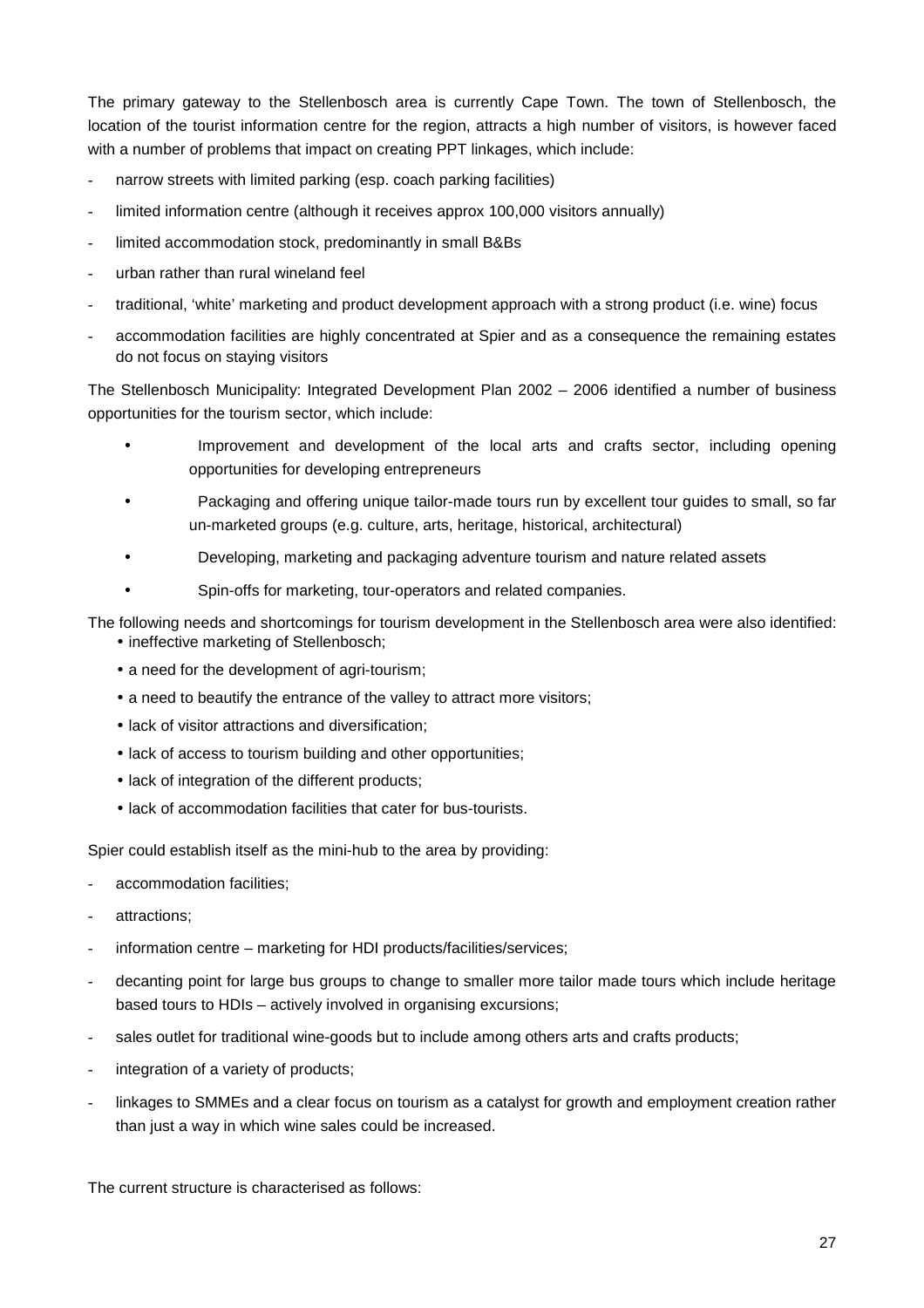The primary gateway to the Stellenbosch area is currently Cape Town. The town of Stellenbosch, the location of the tourist information centre for the region, attracts a high number of visitors, is however faced with a number of problems that impact on creating PPT linkages, which include:

- narrow streets with limited parking (esp. coach parking facilities)
- limited information centre (although it receives approx 100,000 visitors annually)
- limited accommodation stock, predominantly in small B&Bs
- urban rather than rural wineland feel
- traditional, 'white' marketing and product development approach with a strong product (i.e. wine) focus
- accommodation facilities are highly concentrated at Spier and as a consequence the remaining estates do not focus on staying visitors

The Stellenbosch Municipality: Integrated Development Plan 2002 – 2006 identified a number of business opportunities for the tourism sector, which include:

- Improvement and development of the local arts and crafts sector, including opening opportunities for developing entrepreneurs
- Packaging and offering unique tailor-made tours run by excellent tour guides to small, so far un-marketed groups (e.g. culture, arts, heritage, historical, architectural)
- Developing, marketing and packaging adventure tourism and nature related assets
- Spin-offs for marketing, tour-operators and related companies.

The following needs and shortcomings for tourism development in the Stellenbosch area were also identified:

- ineffective marketing of Stellenbosch;
- a need for the development of agri-tourism;
- a need to beautify the entrance of the valley to attract more visitors;
- lack of visitor attractions and diversification;
- lack of access to tourism building and other opportunities;
- lack of integration of the different products;
- lack of accommodation facilities that cater for bus-tourists.

Spier could establish itself as the mini-hub to the area by providing:

- accommodation facilities;
- attractions;
- information centre – marketing for HDI products/facilities/services;
- decanting point for large bus groups to change to smaller more tailor made tours which include heritage based tours to HDIs – actively involved in organising excursions;
- sales outlet for traditional wine-goods but to include among others arts and crafts products;
- integration of a variety of products;
- linkages to SMMEs and a clear focus on tourism as a catalyst for growth and employment creation rather than just a way in which wine sales could be increased.

The current structure is characterised as follows: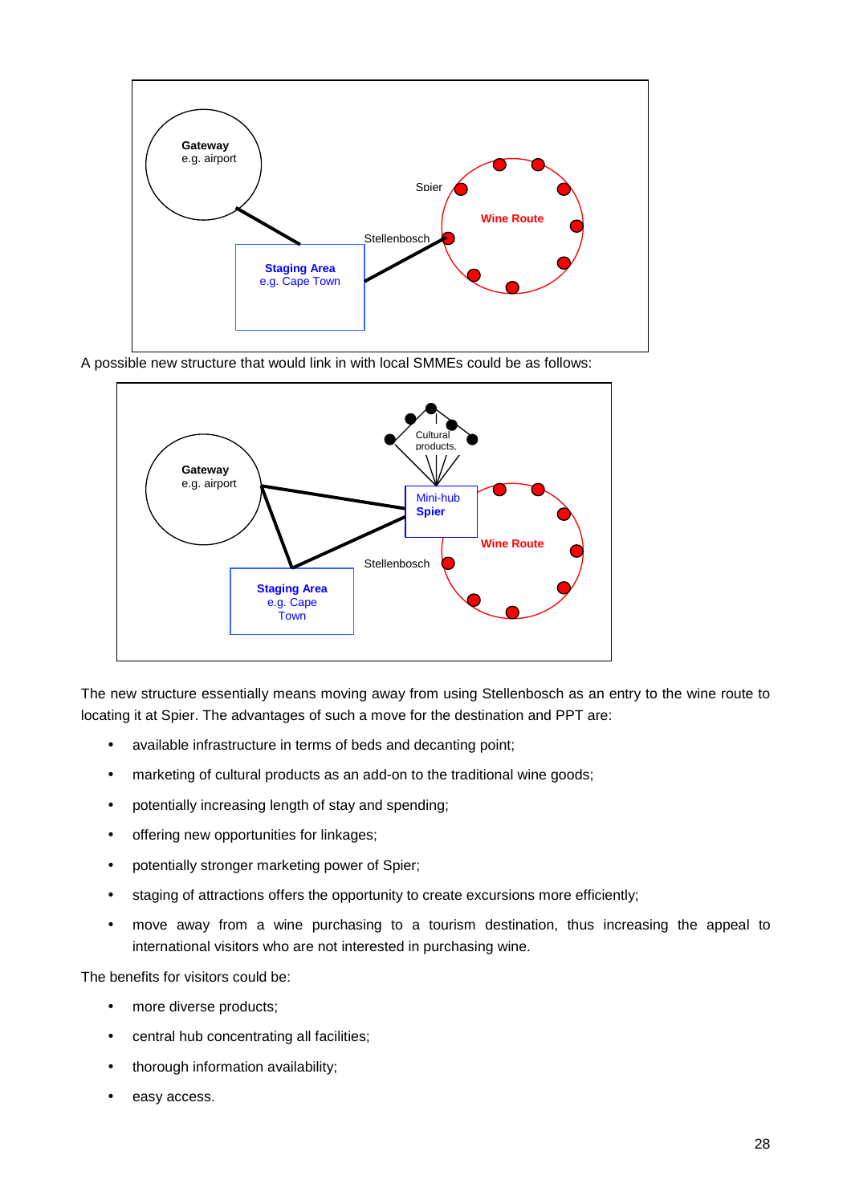A possible new structure that would link in with local SMMEs could be as follows:

The new structure essentially means moving away from using Stellenbosch as an entry to the wine route to locating it at Spier. The advantages of such a move for the destination and PPT are:

- available infrastructure in terms of beds and decanting point;
- marketing of cultural products as an add-on to the traditional wine goods;
- potentially increasing length of stay and spending;
- offering new opportunities for linkages;
- potentially stronger marketing power of Spier;
- staging of attractions offers the opportunity to create excursions more efficiently;
- move away from a wine purchasing to a tourism destination, thus increasing the appeal to international visitors who are not interested in purchasing wine.

The benefits for visitors could be:

- more diverse products;
- central hub concentrating all facilities;
- thorough information availability;
- easy access.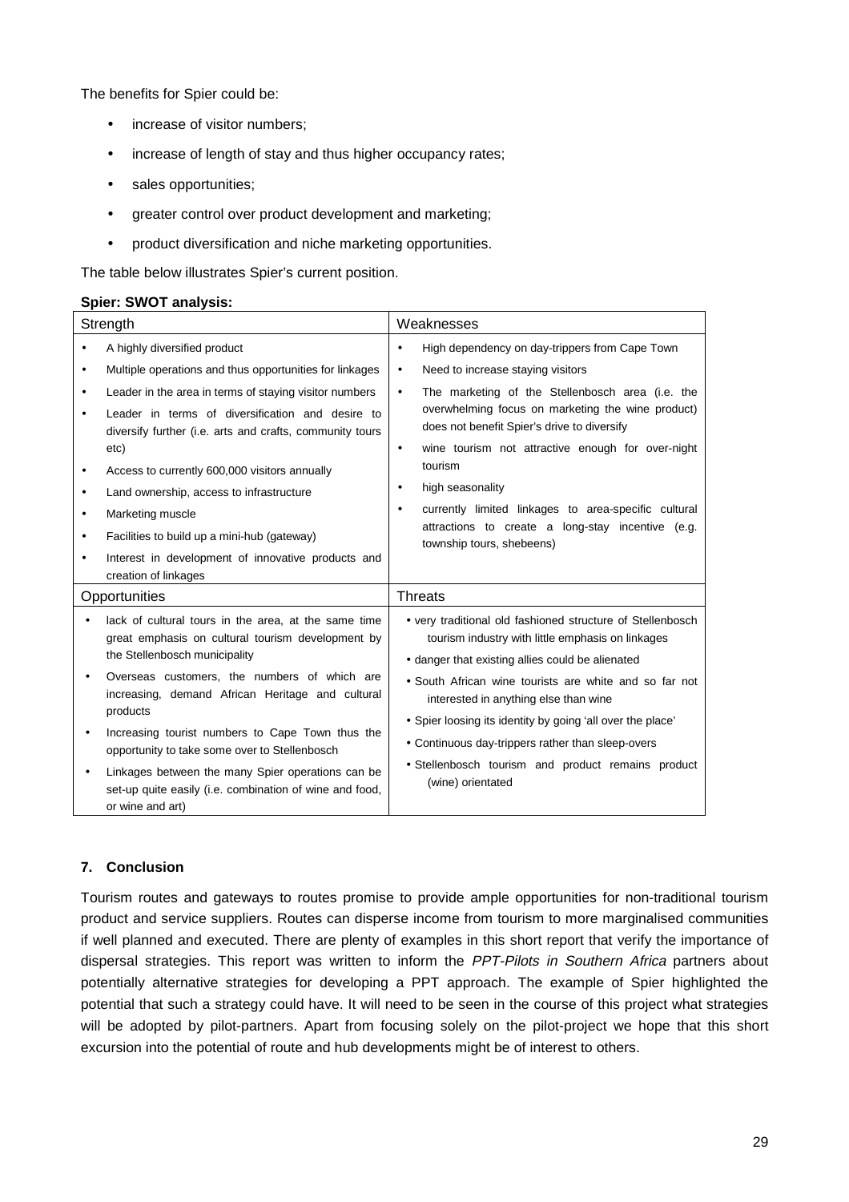The benefits for Spier could be:

- increase of visitor numbers;
- increase of length of stay and thus higher occupancy rates;
- sales opportunities;
- greater control over product development and marketing;
- product diversification and niche marketing opportunities.

The table below illustrates Spier's current position.

**Spier: SWOT analysis:**

| Strength | Weaknesses |
|---|---|
| • A highly diversified product<br>• Multiple operations and thus opportunities for linkages<br>• Leader in the area in terms of staying visitor numbers<br>• Leader in terms of diversification and desire to diversify further (i.e. arts and crafts, community tours etc)<br>• Access to currently 600,000 visitors annually<br>• Land ownership, access to infrastructure<br>• Marketing muscle<br>• Facilities to build up a mini-hub (gateway)<br>• Interest in development of innovative products and creation of linkages | • High dependency on day-trippers from Cape Town<br>• Need to increase staying visitors<br>• The marketing of the Stellenbosch area (i.e. the overwhelming focus on marketing the wine product) does not benefit Spier's drive to diversify<br>• wine tourism not attractive enough for over-night tourism<br>• high seasonality<br>• currently limited linkages to area-specific cultural attractions to create a long-stay incentive (e.g. township tours, shebeens) |
| **Opportunities** | **Threats** |
| • lack of cultural tours in the area, at the same time great emphasis on cultural tourism development by the Stellenbosch municipality<br>• Overseas customers, the numbers of which are increasing, demand African Heritage and cultural products<br>• Increasing tourist numbers to Cape Town thus the opportunity to take some over to Stellenbosch<br>• Linkages between the many Spier operations can be set-up quite easily (i.e. combination of wine and food, or wine and art) | • very traditional old fashioned structure of Stellenbosch tourism industry with little emphasis on linkages<br>• danger that existing allies could be alienated<br>• South African wine tourists are white and so far not interested in anything else than wine<br>• Spier loosing its identity by going 'all over the place'<br>• Continuous day-trippers rather than sleep-overs<br>• Stellenbosch tourism and product remains product (wine) orientated |

## 7. Conclusion

Tourism routes and gateways to routes promise to provide ample opportunities for non-traditional tourism product and service suppliers. Routes can disperse income from tourism to more marginalised communities if well planned and executed. There are plenty of examples in this short report that verify the importance of dispersal strategies. This report was written to inform the *PPT-Pilots in Southern Africa* partners about potentially alternative strategies for developing a PPT approach. The example of Spier highlighted the potential that such a strategy could have. It will need to be seen in the course of this project what strategies will be adopted by pilot-partners. Apart from focusing solely on the pilot-project we hope that this short excursion into the potential of route and hub developments might be of interest to others.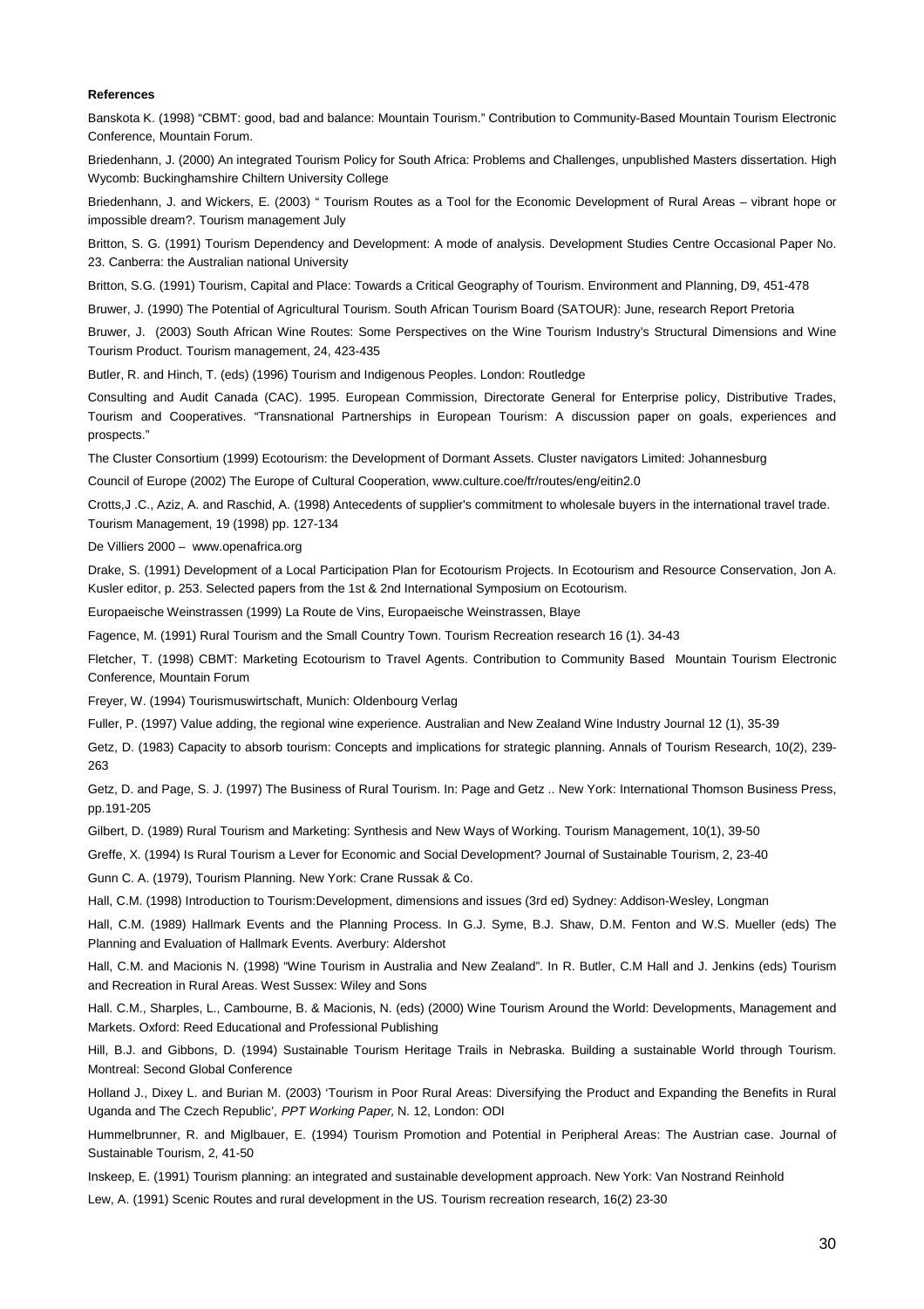**References**

Banskota K. (1998) "CBMT: good, bad and balance: Mountain Tourism." Contribution to Community-Based Mountain Tourism Electronic Conference, Mountain Forum.

Briedenhann, J. (2000) An integrated Tourism Policy for South Africa: Problems and Challenges, unpublished Masters dissertation. High Wycomb: Buckinghamshire Chiltern University College

Briedenhann, J. and Wickers, E. (2003) " Tourism Routes as a Tool for the Economic Development of Rural Areas – vibrant hope or impossible dream?. Tourism management July

Britton, S. G. (1991) Tourism Dependency and Development: A mode of analysis. Development Studies Centre Occasional Paper No. 23. Canberra: the Australian national University

Britton, S.G. (1991) Tourism, Capital and Place: Towards a Critical Geography of Tourism. Environment and Planning, D9, 451-478

Bruwer, J. (1990) The Potential of Agricultural Tourism. South African Tourism Board (SATOUR): June, research Report Pretoria

Bruwer, J. (2003) South African Wine Routes: Some Perspectives on the Wine Tourism Industry's Structural Dimensions and Wine Tourism Product. Tourism management, 24, 423-435

Butler, R. and Hinch, T. (eds) (1996) Tourism and Indigenous Peoples. London: Routledge

Consulting and Audit Canada (CAC). 1995. European Commission, Directorate General for Enterprise policy, Distributive Trades, Tourism and Cooperatives. "Transnational Partnerships in European Tourism: A discussion paper on goals, experiences and prospects."

The Cluster Consortium (1999) Ecotourism: the Development of Dormant Assets. Cluster navigators Limited: Johannesburg

Council of Europe (2002) The Europe of Cultural Cooperation, www.culture.coe/fr/routes/eng/eitin2.0

Crotts,J .C., Aziz, A. and Raschid, A. (1998) Antecedents of supplier's commitment to wholesale buyers in the international travel trade. Tourism Management, 19 (1998) pp. 127-134

De Villiers 2000 – www.openafrica.org

Drake, S. (1991) Development of a Local Participation Plan for Ecotourism Projects. In Ecotourism and Resource Conservation, Jon A. Kusler editor, p. 253. Selected papers from the 1st & 2nd International Symposium on Ecotourism.

Europaeische Weinstrassen (1999) La Route de Vins, Europaeische Weinstrassen, Blaye

Fagence, M. (1991) Rural Tourism and the Small Country Town. Tourism Recreation research 16 (1). 34-43

Fletcher, T. (1998) CBMT: Marketing Ecotourism to Travel Agents. Contribution to Community Based Mountain Tourism Electronic Conference, Mountain Forum

Freyer, W. (1994) Tourismuswirtschaft, Munich: Oldenbourg Verlag

Fuller, P. (1997) Value adding, the regional wine experience. Australian and New Zealand Wine Industry Journal 12 (1), 35-39

Getz, D. (1983) Capacity to absorb tourism: Concepts and implications for strategic planning. Annals of Tourism Research, 10(2), 239-263

Getz, D. and Page, S. J. (1997) The Business of Rural Tourism. In: Page and Getz .. New York: International Thomson Business Press, pp.191-205

Gilbert, D. (1989) Rural Tourism and Marketing: Synthesis and New Ways of Working. Tourism Management, 10(1), 39-50

Greffe, X. (1994) Is Rural Tourism a Lever for Economic and Social Development? Journal of Sustainable Tourism, 2, 23-40

Gunn C. A. (1979), Tourism Planning. New York: Crane Russak & Co.

Hall, C.M. (1998) Introduction to Tourism:Development, dimensions and issues (3rd ed) Sydney: Addison-Wesley, Longman

Hall, C.M. (1989) Hallmark Events and the Planning Process. In G.J. Syme, B.J. Shaw, D.M. Fenton and W.S. Mueller (eds) The Planning and Evaluation of Hallmark Events. Averbury: Aldershot

Hall, C.M. and Macionis N. (1998) "Wine Tourism in Australia and New Zealand". In R. Butler, C.M Hall and J. Jenkins (eds) Tourism and Recreation in Rural Areas. West Sussex: Wiley and Sons

Hall. C.M., Sharples, L., Cambourne, B. & Macionis, N. (eds) (2000) Wine Tourism Around the World: Developments, Management and Markets. Oxford: Reed Educational and Professional Publishing

Hill, B.J. and Gibbons, D. (1994) Sustainable Tourism Heritage Trails in Nebraska. Building a sustainable World through Tourism. Montreal: Second Global Conference

Holland J., Dixey L. and Burian M. (2003) 'Tourism in Poor Rural Areas: Diversifying the Product and Expanding the Benefits in Rural Uganda and The Czech Republic', *PPT Working Paper,* N. 12, London: ODI

Hummelbrunner, R. and Miglbauer, E. (1994) Tourism Promotion and Potential in Peripheral Areas: The Austrian case. Journal of Sustainable Tourism, 2, 41-50

Inskeep, E. (1991) Tourism planning: an integrated and sustainable development approach. New York: Van Nostrand Reinhold

Lew, A. (1991) Scenic Routes and rural development in the US. Tourism recreation research, 16(2) 23-30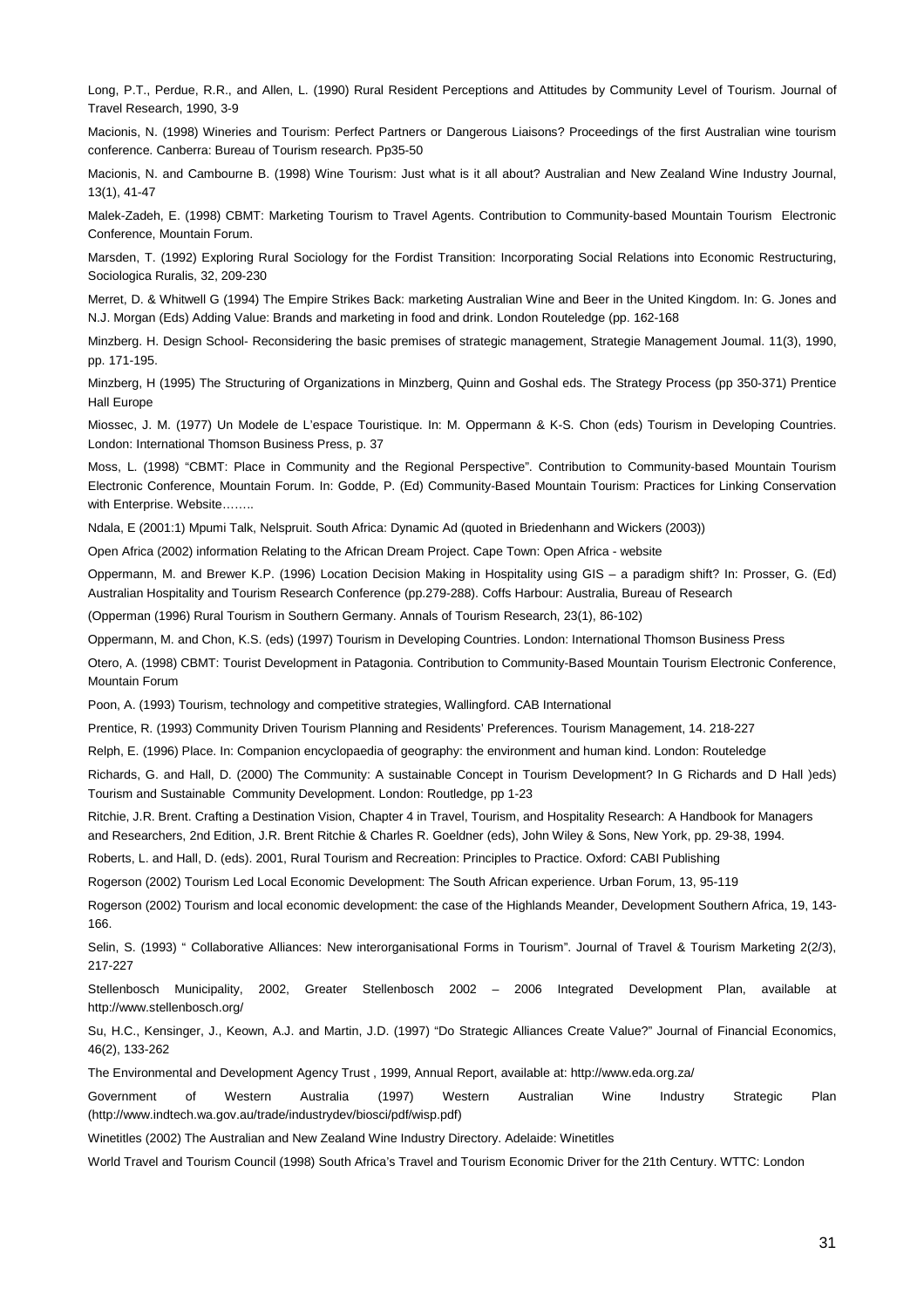Long, P.T., Perdue, R.R., and Allen, L. (1990) Rural Resident Perceptions and Attitudes by Community Level of Tourism. Journal of Travel Research, 1990, 3-9

Macionis, N. (1998) Wineries and Tourism: Perfect Partners or Dangerous Liaisons? Proceedings of the first Australian wine tourism conference. Canberra: Bureau of Tourism research. Pp35-50

Macionis, N. and Cambourne B. (1998) Wine Tourism: Just what is it all about? Australian and New Zealand Wine Industry Journal, 13(1), 41-47

Malek-Zadeh, E. (1998) CBMT: Marketing Tourism to Travel Agents. Contribution to Community-based Mountain Tourism Electronic Conference, Mountain Forum.

Marsden, T. (1992) Exploring Rural Sociology for the Fordist Transition: Incorporating Social Relations into Economic Restructuring, Sociologica Ruralis, 32, 209-230

Merret, D. & Whitwell G (1994) The Empire Strikes Back: marketing Australian Wine and Beer in the United Kingdom. In: G. Jones and N.J. Morgan (Eds) Adding Value: Brands and marketing in food and drink. London Routeledge (pp. 162-168

Minzberg. H. Design School- Reconsidering the basic premises of strategic management, Strategie Management Joumal. 11(3), 1990, pp. 171-195.

Minzberg, H (1995) The Structuring of Organizations in Minzberg, Quinn and Goshal eds. The Strategy Process (pp 350-371) Prentice Hall Europe

Miossec, J. M. (1977) Un Modele de L'espace Touristique. In: M. Oppermann & K-S. Chon (eds) Tourism in Developing Countries. London: International Thomson Business Press, p. 37

Moss, L. (1998) "CBMT: Place in Community and the Regional Perspective". Contribution to Community-based Mountain Tourism Electronic Conference, Mountain Forum. In: Godde, P. (Ed) Community-Based Mountain Tourism: Practices for Linking Conservation with Enterprise. Website……..

Ndala, E (2001:1) Mpumi Talk, Nelspruit. South Africa: Dynamic Ad (quoted in Briedenhann and Wickers (2003))

Open Africa (2002) information Relating to the African Dream Project. Cape Town: Open Africa - website

Oppermann, M. and Brewer K.P. (1996) Location Decision Making in Hospitality using GIS – a paradigm shift? In: Prosser, G. (Ed) Australian Hospitality and Tourism Research Conference (pp.279-288). Coffs Harbour: Australia, Bureau of Research

(Opperman (1996) Rural Tourism in Southern Germany. Annals of Tourism Research, 23(1), 86-102)

Oppermann, M. and Chon, K.S. (eds) (1997) Tourism in Developing Countries. London: International Thomson Business Press

Otero, A. (1998) CBMT: Tourist Development in Patagonia. Contribution to Community-Based Mountain Tourism Electronic Conference, Mountain Forum

Poon, A. (1993) Tourism, technology and competitive strategies, Wallingford. CAB International

Prentice, R. (1993) Community Driven Tourism Planning and Residents' Preferences. Tourism Management, 14. 218-227

Relph, E. (1996) Place. In: Companion encyclopaedia of geography: the environment and human kind. London: Routeledge

Richards, G. and Hall, D. (2000) The Community: A sustainable Concept in Tourism Development? In G Richards and D Hall )eds) Tourism and Sustainable Community Development. London: Routledge, pp 1-23

Ritchie, J.R. Brent. Crafting a Destination Vision, Chapter 4 in Travel, Tourism, and Hospitality Research: A Handbook for Managers and Researchers, 2nd Edition, J.R. Brent Ritchie & Charles R. Goeldner (eds), John Wiley & Sons, New York, pp. 29-38, 1994.

Roberts, L. and Hall, D. (eds). 2001, Rural Tourism and Recreation: Principles to Practice. Oxford: CABI Publishing

Rogerson (2002) Tourism Led Local Economic Development: The South African experience. Urban Forum, 13, 95-119

Rogerson (2002) Tourism and local economic development: the case of the Highlands Meander, Development Southern Africa, 19, 143-166.

Selin, S. (1993) " Collaborative Alliances: New interorganisational Forms in Tourism". Journal of Travel & Tourism Marketing 2(2/3), 217-227

Stellenbosch Municipality, 2002, Greater Stellenbosch 2002 – 2006 Integrated Development Plan, available at http://www.stellenbosch.org/

Su, H.C., Kensinger, J., Keown, A.J. and Martin, J.D. (1997) "Do Strategic Alliances Create Value?" Journal of Financial Economics, 46(2), 133-262

The Environmental and Development Agency Trust , 1999, Annual Report, available at: http://www.eda.org.za/

Government of Western Australia (1997) Western Australian Wine Industry Strategic Plan (http://www.indtech.wa.gov.au/trade/industrydev/biosci/pdf/wisp.pdf)

Winetitles (2002) The Australian and New Zealand Wine Industry Directory. Adelaide: Winetitles

World Travel and Tourism Council (1998) South Africa's Travel and Tourism Economic Driver for the 21th Century. WTTC: London